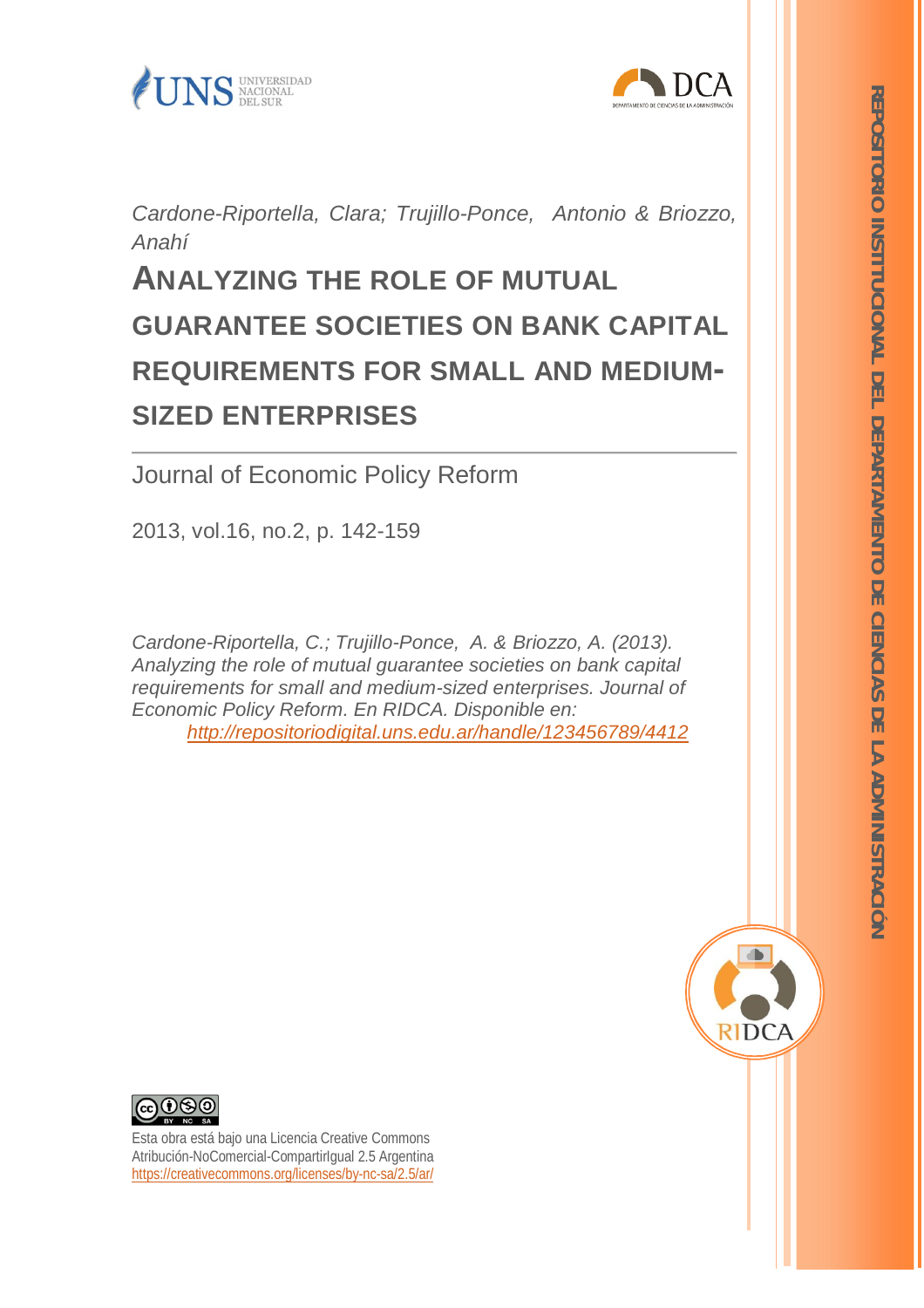*Cardone-Riportella, Clara; Trujillo-Ponce, Antonio & Briozzo, Anahí*

# ANALYZING THE ROLE OF MUTUAL GUARANTEE SOCIETIES ON BANK CAPITAL REQUIREMENTS FOR SMALL AND MEDIUM-SIZED ENTERPRISES

Journal of Economic Policy Reform

2013, vol.16, no.2, p. 142-159

*Cardone-Riportella, C.; Trujillo-Ponce, A. & Briozzo, A. (2013). Analyzing the role of mutual guarantee societies on bank capital requirements for small and medium-sized enterprises. Journal of Economic Policy Reform. En RIDCA. Disponible en:* http://repositoriodigital.uns.edu.ar/handle/123456789/4412

Esta obra está bajo una Licencia Creative Commons Atribución-NoComercial-CompartirIgual 2.5 Argentina
https://creativecommons.org/licenses/by-nc-sa/2.5/ar/

REPOSITORIO INSTITUCIONAL DEL DEPARTAMENTO DE CIENCIAS DE LA ADMINISTRACIÓN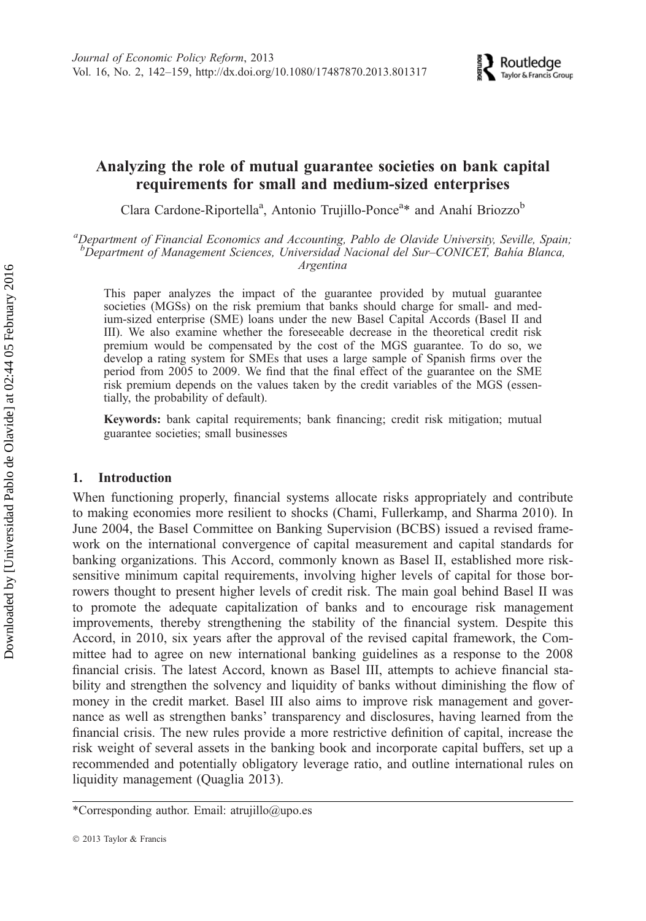# Analyzing the role of mutual guarantee societies on bank capital requirements for small and medium-sized enterprises

Clara Cardone-Riportella[a], Antonio Trujillo-Ponce[a]* and Anahí Briozzo[b]

[a]*Department of Financial Economics and Accounting, Pablo de Olavide University, Seville, Spain;* [b]*Department of Management Sciences, Universidad Nacional del Sur–CONICET, Bahía Blanca, Argentina*

This paper analyzes the impact of the guarantee provided by mutual guarantee societies (MGSs) on the risk premium that banks should charge for small- and medium-sized enterprise (SME) loans under the new Basel Capital Accords (Basel II and III). We also examine whether the foreseeable decrease in the theoretical credit risk premium would be compensated by the cost of the MGS guarantee. To do so, we develop a rating system for SMEs that uses a large sample of Spanish firms over the period from 2005 to 2009. We find that the final effect of the guarantee on the SME risk premium depends on the values taken by the credit variables of the MGS (essentially, the probability of default).

**Keywords:** bank capital requirements; bank financing; credit risk mitigation; mutual guarantee societies; small businesses

## 1. Introduction

When functioning properly, financial systems allocate risks appropriately and contribute to making economies more resilient to shocks (Chami, Fullerkamp, and Sharma 2010). In June 2004, the Basel Committee on Banking Supervision (BCBS) issued a revised framework on the international convergence of capital measurement and capital standards for banking organizations. This Accord, commonly known as Basel II, established more risk-sensitive minimum capital requirements, involving higher levels of capital for those borrowers thought to present higher levels of credit risk. The main goal behind Basel II was to promote the adequate capitalization of banks and to encourage risk management improvements, thereby strengthening the stability of the financial system. Despite this Accord, in 2010, six years after the approval of the revised capital framework, the Committee had to agree on new international banking guidelines as a response to the 2008 financial crisis. The latest Accord, known as Basel III, attempts to achieve financial stability and strengthen the solvency and liquidity of banks without diminishing the flow of money in the credit market. Basel III also aims to improve risk management and governance as well as strengthen banks' transparency and disclosures, having learned from the financial crisis. The new rules provide a more restrictive definition of capital, increase the risk weight of several assets in the banking book and incorporate capital buffers, set up a recommended and potentially obligatory leverage ratio, and outline international rules on liquidity management (Quaglia 2013).

*Corresponding author. Email: atrujillo@upo.es

© 2013 Taylor & Francis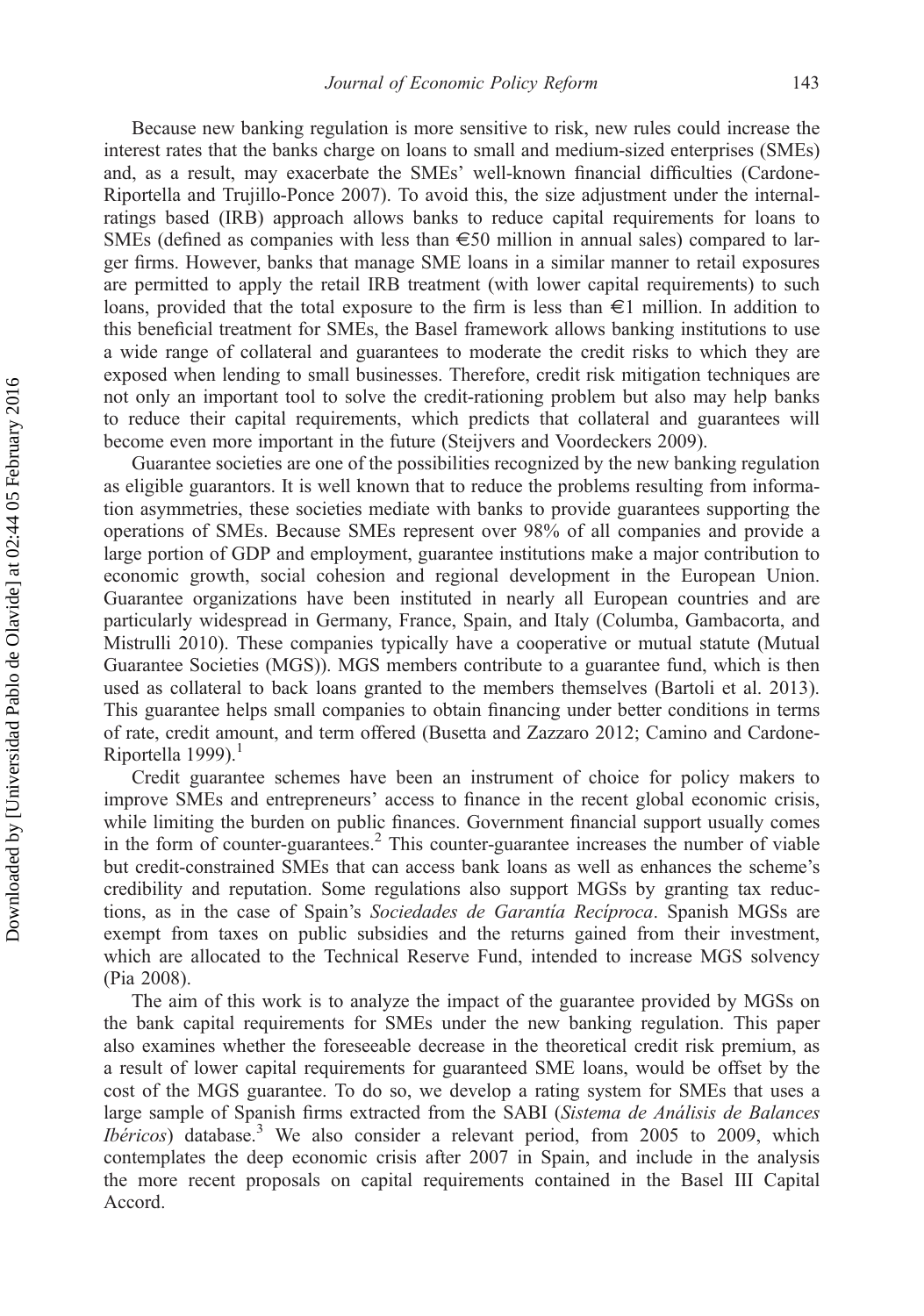Because new banking regulation is more sensitive to risk, new rules could increase the interest rates that the banks charge on loans to small and medium-sized enterprises (SMEs) and, as a result, may exacerbate the SMEs' well-known financial difficulties (Cardone-Riportella and Trujillo-Ponce 2007). To avoid this, the size adjustment under the internal-ratings based (IRB) approach allows banks to reduce capital requirements for loans to SMEs (defined as companies with less than €50 million in annual sales) compared to larger firms. However, banks that manage SME loans in a similar manner to retail exposures are permitted to apply the retail IRB treatment (with lower capital requirements) to such loans, provided that the total exposure to the firm is less than €1 million. In addition to this beneficial treatment for SMEs, the Basel framework allows banking institutions to use a wide range of collateral and guarantees to moderate the credit risks to which they are exposed when lending to small businesses. Therefore, credit risk mitigation techniques are not only an important tool to solve the credit-rationing problem but also may help banks to reduce their capital requirements, which predicts that collateral and guarantees will become even more important in the future (Steijvers and Voordeckers 2009).

Guarantee societies are one of the possibilities recognized by the new banking regulation as eligible guarantors. It is well known that to reduce the problems resulting from information asymmetries, these societies mediate with banks to provide guarantees supporting the operations of SMEs. Because SMEs represent over 98% of all companies and provide a large portion of GDP and employment, guarantee institutions make a major contribution to economic growth, social cohesion and regional development in the European Union. Guarantee organizations have been instituted in nearly all European countries and are particularly widespread in Germany, France, Spain, and Italy (Columba, Gambacorta, and Mistrulli 2010). These companies typically have a cooperative or mutual statute (Mutual Guarantee Societies (MGS)). MGS members contribute to a guarantee fund, which is then used as collateral to back loans granted to the members themselves (Bartoli et al. 2013). This guarantee helps small companies to obtain financing under better conditions in terms of rate, credit amount, and term offered (Busetta and Zazzaro 2012; Camino and Cardone-Riportella 1999).[1]

Credit guarantee schemes have been an instrument of choice for policy makers to improve SMEs and entrepreneurs' access to finance in the recent global economic crisis, while limiting the burden on public finances. Government financial support usually comes in the form of counter-guarantees.[2] This counter-guarantee increases the number of viable but credit-constrained SMEs that can access bank loans as well as enhances the scheme's credibility and reputation. Some regulations also support MGSs by granting tax reductions, as in the case of Spain's *Sociedades de Garantía Recíproca*. Spanish MGSs are exempt from taxes on public subsidies and the returns gained from their investment, which are allocated to the Technical Reserve Fund, intended to increase MGS solvency (Pia 2008).

The aim of this work is to analyze the impact of the guarantee provided by MGSs on the bank capital requirements for SMEs under the new banking regulation. This paper also examines whether the foreseeable decrease in the theoretical credit risk premium, as a result of lower capital requirements for guaranteed SME loans, would be offset by the cost of the MGS guarantee. To do so, we develop a rating system for SMEs that uses a large sample of Spanish firms extracted from the SABI (*Sistema de Análisis de Balances Ibéricos*) database.[3] We also consider a relevant period, from 2005 to 2009, which contemplates the deep economic crisis after 2007 in Spain, and include in the analysis the more recent proposals on capital requirements contained in the Basel III Capital Accord.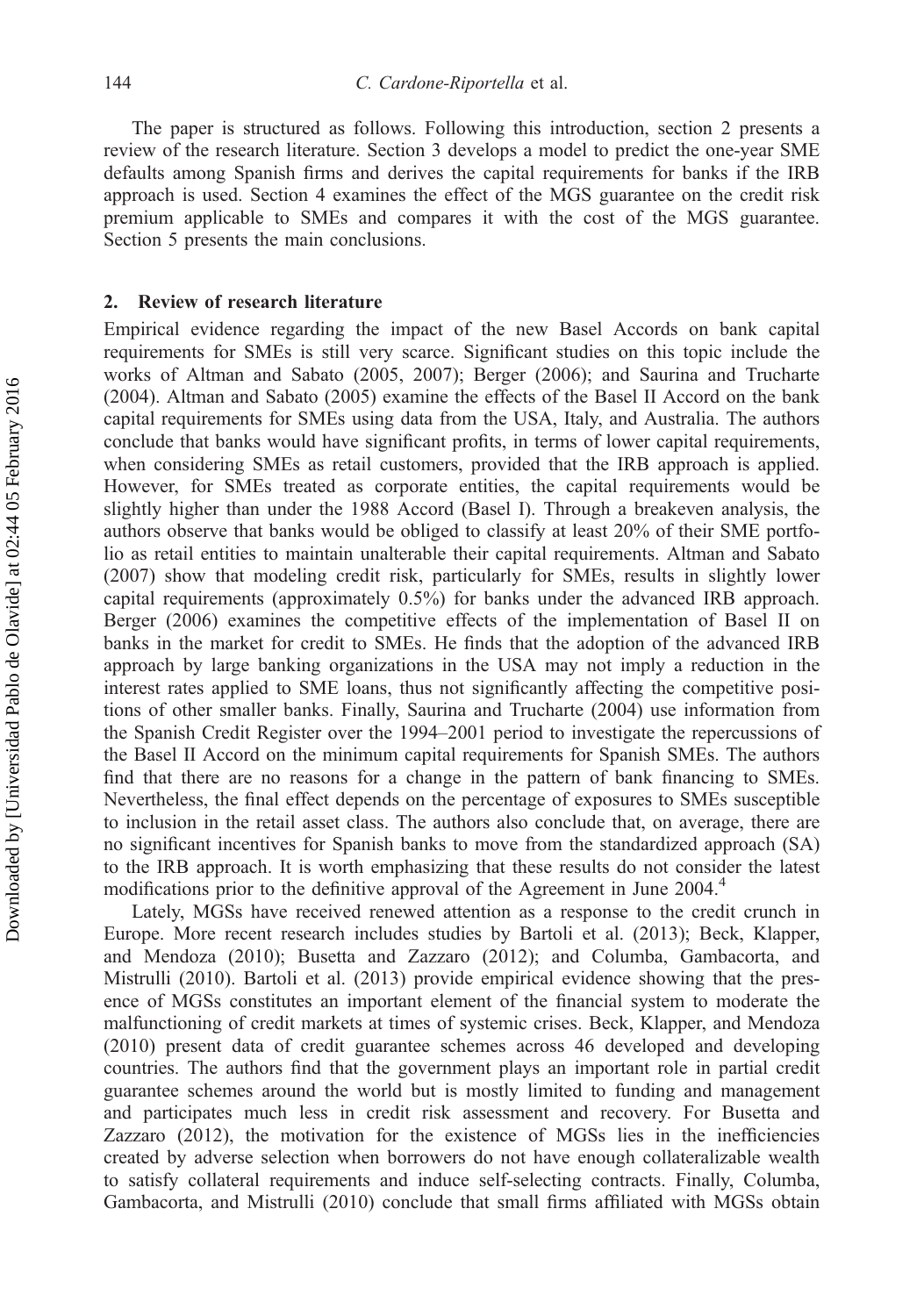The paper is structured as follows. Following this introduction, section 2 presents a review of the research literature. Section 3 develops a model to predict the one-year SME defaults among Spanish firms and derives the capital requirements for banks if the IRB approach is used. Section 4 examines the effect of the MGS guarantee on the credit risk premium applicable to SMEs and compares it with the cost of the MGS guarantee. Section 5 presents the main conclusions.

## 2. Review of research literature

Empirical evidence regarding the impact of the new Basel Accords on bank capital requirements for SMEs is still very scarce. Significant studies on this topic include the works of Altman and Sabato (2005, 2007); Berger (2006); and Saurina and Trucharte (2004). Altman and Sabato (2005) examine the effects of the Basel II Accord on the bank capital requirements for SMEs using data from the USA, Italy, and Australia. The authors conclude that banks would have significant profits, in terms of lower capital requirements, when considering SMEs as retail customers, provided that the IRB approach is applied. However, for SMEs treated as corporate entities, the capital requirements would be slightly higher than under the 1988 Accord (Basel I). Through a breakeven analysis, the authors observe that banks would be obliged to classify at least 20% of their SME portfolio as retail entities to maintain unalterable their capital requirements. Altman and Sabato (2007) show that modeling credit risk, particularly for SMEs, results in slightly lower capital requirements (approximately 0.5%) for banks under the advanced IRB approach. Berger (2006) examines the competitive effects of the implementation of Basel II on banks in the market for credit to SMEs. He finds that the adoption of the advanced IRB approach by large banking organizations in the USA may not imply a reduction in the interest rates applied to SME loans, thus not significantly affecting the competitive positions of other smaller banks. Finally, Saurina and Trucharte (2004) use information from the Spanish Credit Register over the 1994–2001 period to investigate the repercussions of the Basel II Accord on the minimum capital requirements for Spanish SMEs. The authors find that there are no reasons for a change in the pattern of bank financing to SMEs. Nevertheless, the final effect depends on the percentage of exposures to SMEs susceptible to inclusion in the retail asset class. The authors also conclude that, on average, there are no significant incentives for Spanish banks to move from the standardized approach (SA) to the IRB approach. It is worth emphasizing that these results do not consider the latest modifications prior to the definitive approval of the Agreement in June 2004.[4]

Lately, MGSs have received renewed attention as a response to the credit crunch in Europe. More recent research includes studies by Bartoli et al. (2013); Beck, Klapper, and Mendoza (2010); Busetta and Zazzaro (2012); and Columba, Gambacorta, and Mistrulli (2010). Bartoli et al. (2013) provide empirical evidence showing that the presence of MGSs constitutes an important element of the financial system to moderate the malfunctioning of credit markets at times of systemic crises. Beck, Klapper, and Mendoza (2010) present data of credit guarantee schemes across 46 developed and developing countries. The authors find that the government plays an important role in partial credit guarantee schemes around the world but is mostly limited to funding and management and participates much less in credit risk assessment and recovery. For Busetta and Zazzaro (2012), the motivation for the existence of MGSs lies in the inefficiencies created by adverse selection when borrowers do not have enough collateralizable wealth to satisfy collateral requirements and induce self-selecting contracts. Finally, Columba, Gambacorta, and Mistrulli (2010) conclude that small firms affiliated with MGSs obtain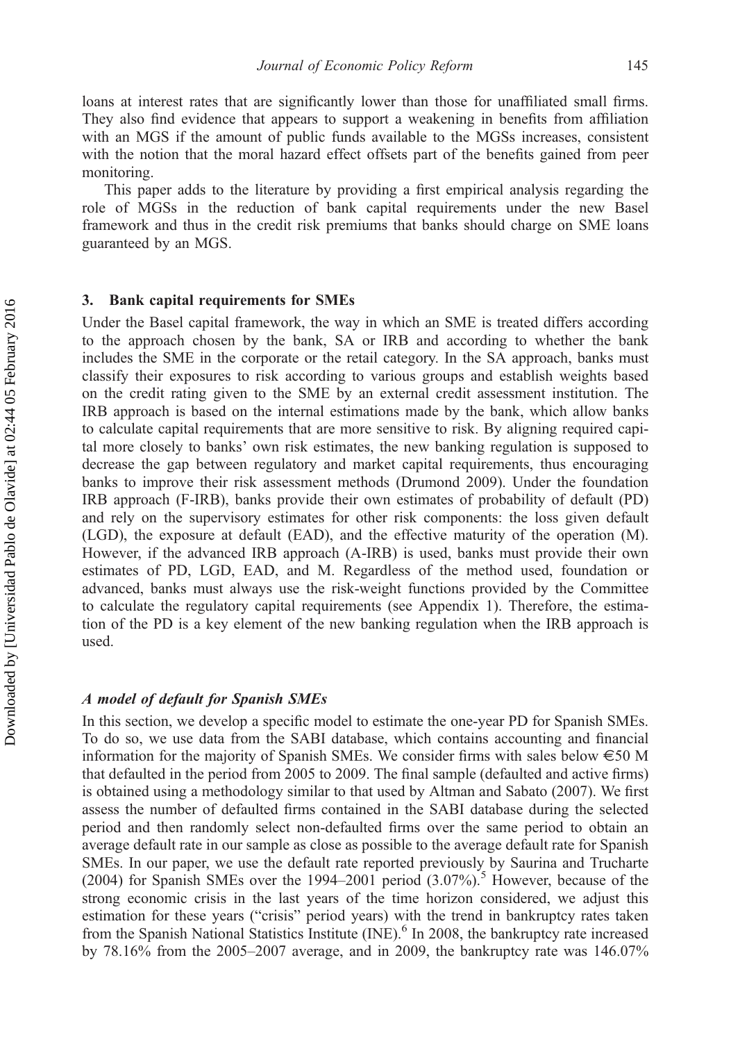loans at interest rates that are significantly lower than those for unaffiliated small firms. They also find evidence that appears to support a weakening in benefits from affiliation with an MGS if the amount of public funds available to the MGSs increases, consistent with the notion that the moral hazard effect offsets part of the benefits gained from peer monitoring.

This paper adds to the literature by providing a first empirical analysis regarding the role of MGSs in the reduction of bank capital requirements under the new Basel framework and thus in the credit risk premiums that banks should charge on SME loans guaranteed by an MGS.

## 3. Bank capital requirements for SMEs

Under the Basel capital framework, the way in which an SME is treated differs according to the approach chosen by the bank, SA or IRB and according to whether the bank includes the SME in the corporate or the retail category. In the SA approach, banks must classify their exposures to risk according to various groups and establish weights based on the credit rating given to the SME by an external credit assessment institution. The IRB approach is based on the internal estimations made by the bank, which allow banks to calculate capital requirements that are more sensitive to risk. By aligning required capital more closely to banks' own risk estimates, the new banking regulation is supposed to decrease the gap between regulatory and market capital requirements, thus encouraging banks to improve their risk assessment methods (Drumond 2009). Under the foundation IRB approach (F-IRB), banks provide their own estimates of probability of default (PD) and rely on the supervisory estimates for other risk components: the loss given default (LGD), the exposure at default (EAD), and the effective maturity of the operation (M). However, if the advanced IRB approach (A-IRB) is used, banks must provide their own estimates of PD, LGD, EAD, and M. Regardless of the method used, foundation or advanced, banks must always use the risk-weight functions provided by the Committee to calculate the regulatory capital requirements (see Appendix 1). Therefore, the estimation of the PD is a key element of the new banking regulation when the IRB approach is used.

### *A model of default for Spanish SMEs*

In this section, we develop a specific model to estimate the one-year PD for Spanish SMEs. To do so, we use data from the SABI database, which contains accounting and financial information for the majority of Spanish SMEs. We consider firms with sales below €50 M that defaulted in the period from 2005 to 2009. The final sample (defaulted and active firms) is obtained using a methodology similar to that used by Altman and Sabato (2007). We first assess the number of defaulted firms contained in the SABI database during the selected period and then randomly select non-defaulted firms over the same period to obtain an average default rate in our sample as close as possible to the average default rate for Spanish SMEs. In our paper, we use the default rate reported previously by Saurina and Trucharte (2004) for Spanish SMEs over the 1994–2001 period (3.07%).[5] However, because of the strong economic crisis in the last years of the time horizon considered, we adjust this estimation for these years ("crisis" period years) with the trend in bankruptcy rates taken from the Spanish National Statistics Institute (INE).[6] In 2008, the bankruptcy rate increased by 78.16% from the 2005–2007 average, and in 2009, the bankruptcy rate was 146.07%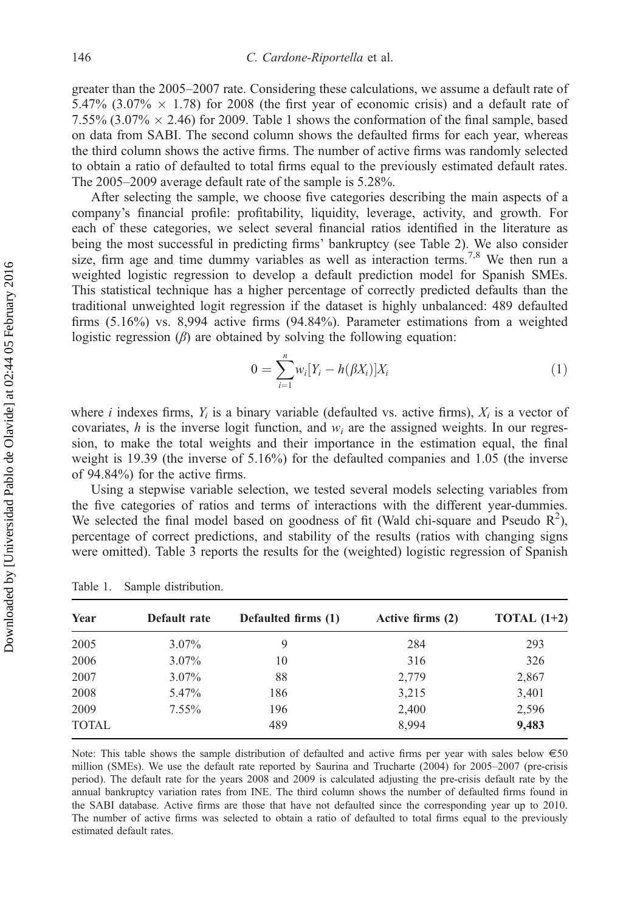greater than the 2005–2007 rate. Considering these calculations, we assume a default rate of 5.47% (3.07% × 1.78) for 2008 (the first year of economic crisis) and a default rate of 7.55% (3.07% × 2.46) for 2009. Table 1 shows the conformation of the final sample, based on data from SABI. The second column shows the defaulted firms for each year, whereas the third column shows the active firms. The number of active firms was randomly selected to obtain a ratio of defaulted to total firms equal to the previously estimated default rates. The 2005–2009 average default rate of the sample is 5.28%.

After selecting the sample, we choose five categories describing the main aspects of a company's financial profile: profitability, liquidity, leverage, activity, and growth. For each of these categories, we select several financial ratios identified in the literature as being the most successful in predicting firms' bankruptcy (see Table 2). We also consider size, firm age and time dummy variables as well as interaction terms.[7,8] We then run a weighted logistic regression to develop a default prediction model for Spanish SMEs. This statistical technique has a higher percentage of correctly predicted defaults than the traditional unweighted logit regression if the dataset is highly unbalanced: 489 defaulted firms (5.16%) vs. 8,994 active firms (94.84%). Parameter estimations from a weighted logistic regression ($\beta$) are obtained by solving the following equation:

$$0 = \sum_{i=1}^{n} w_i [Y_i - h(\beta X_i)] X_i \tag{1}$$

where $i$ indexes firms, $Y_i$ is a binary variable (defaulted vs. active firms), $X_i$ is a vector of covariates, $h$ is the inverse logit function, and $w_i$ are the assigned weights. In our regression, to make the total weights and their importance in the estimation equal, the final weight is 19.39 (the inverse of 5.16%) for the defaulted companies and 1.05 (the inverse of 94.84%) for the active firms.

Using a stepwise variable selection, we tested several models selecting variables from the five categories of ratios and terms of interactions with the different year-dummies. We selected the final model based on goodness of fit (Wald chi-square and Pseudo $R^2$), percentage of correct predictions, and stability of the results (ratios with changing signs were omitted). Table 3 reports the results for the (weighted) logistic regression of Spanish

Table 1. Sample distribution.

| Year | Default rate | Defaulted firms (1) | Active firms (2) | TOTAL (1+2) |
|---|---|---|---|---|
| 2005 | 3.07% | 9 | 284 | 293 |
| 2006 | 3.07% | 10 | 316 | 326 |
| 2007 | 3.07% | 88 | 2,779 | 2,867 |
| 2008 | 5.47% | 186 | 3,215 | 3,401 |
| 2009 | 7.55% | 196 | 2,400 | 2,596 |
| TOTAL | | 489 | 8,994 | **9,483** |

Note: This table shows the sample distribution of defaulted and active firms per year with sales below €50 million (SMEs). We use the default rate reported by Saurina and Trucharte (2004) for 2005–2007 (pre-crisis period). The default rate for the years 2008 and 2009 is calculated adjusting the pre-crisis default rate by the annual bankruptcy variation rates from INE. The third column shows the number of defaulted firms found in the SABI database. Active firms are those that have not defaulted since the corresponding year up to 2010. The number of active firms was selected to obtain a ratio of defaulted to total firms equal to the previously estimated default rates.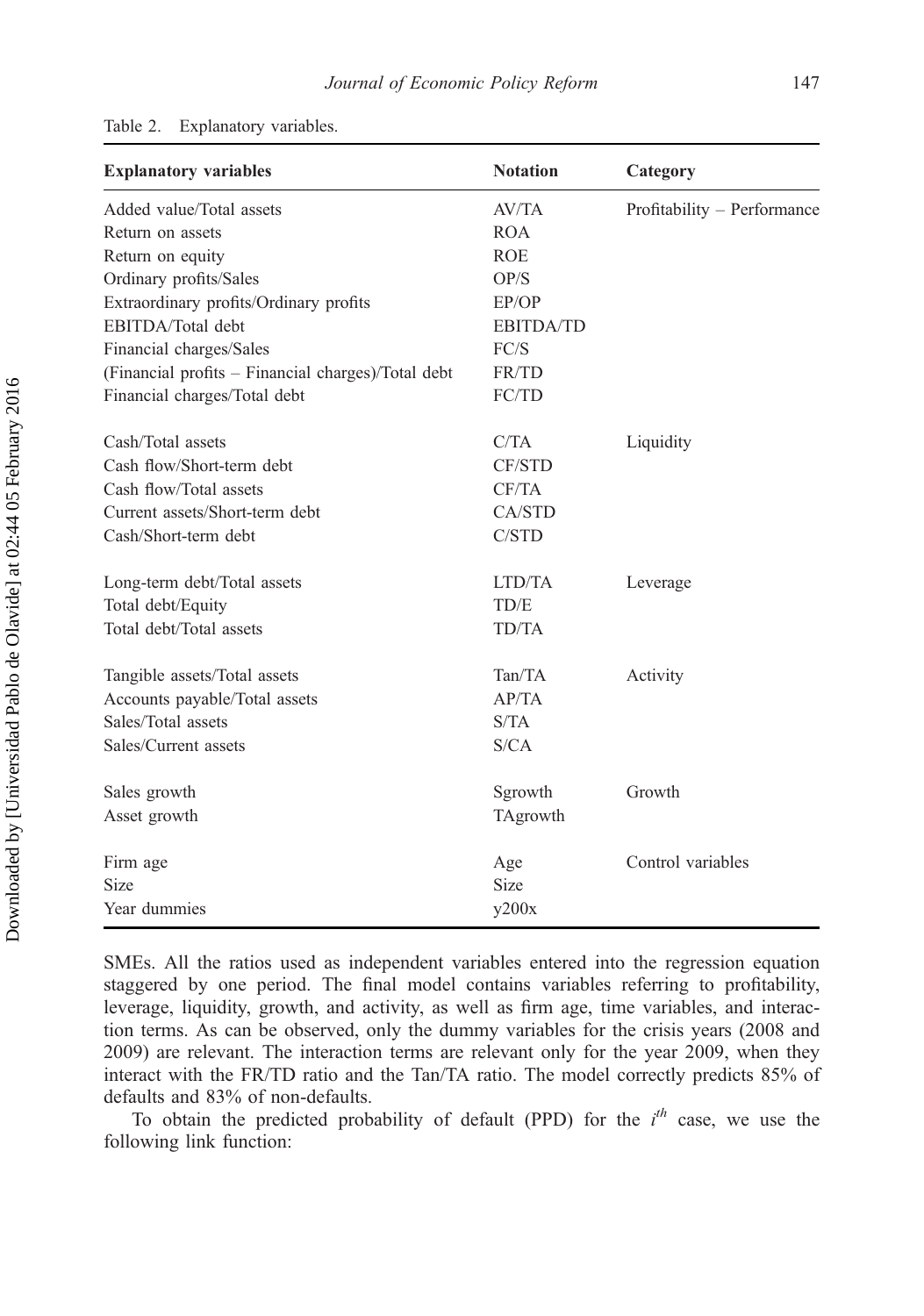Table 2. Explanatory variables.

| Explanatory variables | Notation | Category |
| --- | --- | --- |
| Added value/Total assets | AV/TA | Profitability – Performance |
| Return on assets | ROA | |
| Return on equity | ROE | |
| Ordinary profits/Sales | OP/S | |
| Extraordinary profits/Ordinary profits | EP/OP | |
| EBITDA/Total debt | EBITDA/TD | |
| Financial charges/Sales | FC/S | |
| (Financial profits – Financial charges)/Total debt | FR/TD | |
| Financial charges/Total debt | FC/TD | |
| Cash/Total assets | C/TA | Liquidity |
| Cash flow/Short-term debt | CF/STD | |
| Cash flow/Total assets | CF/TA | |
| Current assets/Short-term debt | CA/STD | |
| Cash/Short-term debt | C/STD | |
| Long-term debt/Total assets | LTD/TA | Leverage |
| Total debt/Equity | TD/E | |
| Total debt/Total assets | TD/TA | |
| Tangible assets/Total assets | Tan/TA | Activity |
| Accounts payable/Total assets | AP/TA | |
| Sales/Total assets | S/TA | |
| Sales/Current assets | S/CA | |
| Sales growth | Sgrowth | Growth |
| Asset growth | TAgrowth | |
| Firm age | Age | Control variables |
| Size | Size | |
| Year dummies | y200x | |

SMEs. All the ratios used as independent variables entered into the regression equation staggered by one period. The final model contains variables referring to profitability, leverage, liquidity, growth, and activity, as well as firm age, time variables, and interaction terms. As can be observed, only the dummy variables for the crisis years (2008 and 2009) are relevant. The interaction terms are relevant only for the year 2009, when they interact with the FR/TD ratio and the Tan/TA ratio. The model correctly predicts 85% of defaults and 83% of non-defaults.

To obtain the predicted probability of default (PPD) for the $i^{th}$ case, we use the following link function: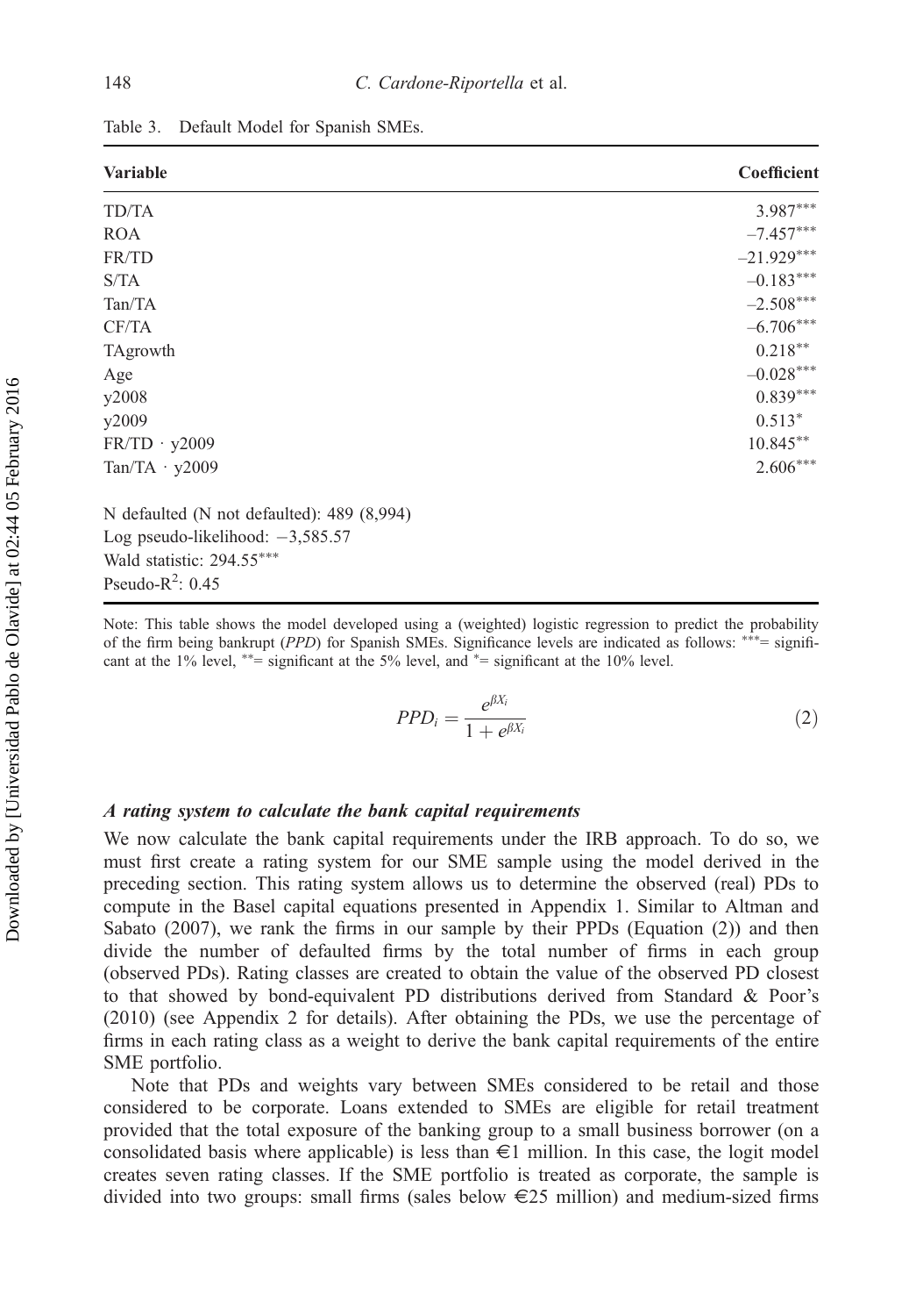Table 3. Default Model for Spanish SMEs.

| Variable | Coefficient |
|---|---|
| TD/TA | 3.987*** |
| ROA | –7.457*** |
| FR/TD | –21.929*** |
| S/TA | –0.183*** |
| Tan/TA | –2.508*** |
| CF/TA | –6.706*** |
| TAgrowth | 0.218** |
| Age | –0.028*** |
| y2008 | 0.839*** |
| y2009 | 0.513* |
| FR/TD · y2009 | 10.845** |
| Tan/TA · y2009 | 2.606*** |
| N defaulted (N not defaulted): 489 (8,994) | |
| Log pseudo-likelihood: −3,585.57 | |
| Wald statistic: 294.55*** | |
| Pseudo-$R^2$: 0.45 | |

Note: This table shows the model developed using a (weighted) logistic regression to predict the probability of the firm being bankrupt (*PPD*) for Spanish SMEs. Significance levels are indicated as follows: ***= significant at the 1% level, **= significant at the 5% level, and *= significant at the 10% level.

$$PPD_i = \frac{e^{\beta X_i}}{1 + e^{\beta X_i}} \tag{2}$$

### *A rating system to calculate the bank capital requirements*

We now calculate the bank capital requirements under the IRB approach. To do so, we must first create a rating system for our SME sample using the model derived in the preceding section. This rating system allows us to determine the observed (real) PDs to compute in the Basel capital equations presented in Appendix 1. Similar to Altman and Sabato (2007), we rank the firms in our sample by their PPDs (Equation (2)) and then divide the number of defaulted firms by the total number of firms in each group (observed PDs). Rating classes are created to obtain the value of the observed PD closest to that showed by bond-equivalent PD distributions derived from Standard & Poor's (2010) (see Appendix 2 for details). After obtaining the PDs, we use the percentage of firms in each rating class as a weight to derive the bank capital requirements of the entire SME portfolio.

Note that PDs and weights vary between SMEs considered to be retail and those considered to be corporate. Loans extended to SMEs are eligible for retail treatment provided that the total exposure of the banking group to a small business borrower (on a consolidated basis where applicable) is less than €1 million. In this case, the logit model creates seven rating classes. If the SME portfolio is treated as corporate, the sample is divided into two groups: small firms (sales below €25 million) and medium-sized firms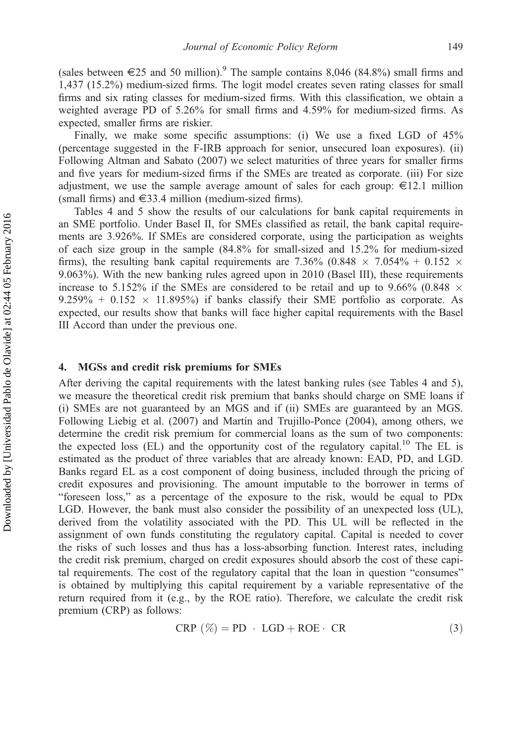(sales between €25 and 50 million).[9] The sample contains 8,046 (84.8%) small firms and 1,437 (15.2%) medium-sized firms. The logit model creates seven rating classes for small firms and six rating classes for medium-sized firms. With this classification, we obtain a weighted average PD of 5.26% for small firms and 4.59% for medium-sized firms. As expected, smaller firms are riskier.

Finally, we make some specific assumptions: (i) We use a fixed LGD of 45% (percentage suggested in the F-IRB approach for senior, unsecured loan exposures). (ii) Following Altman and Sabato (2007) we select maturities of three years for smaller firms and five years for medium-sized firms if the SMEs are treated as corporate. (iii) For size adjustment, we use the sample average amount of sales for each group: €12.1 million (small firms) and €33.4 million (medium-sized firms).

Tables 4 and 5 show the results of our calculations for bank capital requirements in an SME portfolio. Under Basel II, for SMEs classified as retail, the bank capital requirements are 3.926%. If SMEs are considered corporate, using the participation as weights of each size group in the sample (84.8% for small-sized and 15.2% for medium-sized firms), the resulting bank capital requirements are 7.36% ($0.848 \times 7.054\% + 0.152 \times 9.063\%$). With the new banking rules agreed upon in 2010 (Basel III), these requirements increase to 5.152% if the SMEs are considered to be retail and up to 9.66% ($0.848 \times 9.259\% + 0.152 \times 11.895\%$) if banks classify their SME portfolio as corporate. As expected, our results show that banks will face higher capital requirements with the Basel III Accord than under the previous one.

## 4. MGSs and credit risk premiums for SMEs

After deriving the capital requirements with the latest banking rules (see Tables 4 and 5), we measure the theoretical credit risk premium that banks should charge on SME loans if (i) SMEs are not guaranteed by an MGS and if (ii) SMEs are guaranteed by an MGS. Following Liebig et al. (2007) and Martín and Trujillo-Ponce (2004), among others, we determine the credit risk premium for commercial loans as the sum of two components: the expected loss (EL) and the opportunity cost of the regulatory capital.[10] The EL is estimated as the product of three variables that are already known: EAD, PD, and LGD. Banks regard EL as a cost component of doing business, included through the pricing of credit exposures and provisioning. The amount imputable to the borrower in terms of "foreseen loss," as a percentage of the exposure to the risk, would be equal to PDx LGD. However, the bank must also consider the possibility of an unexpected loss (UL), derived from the volatility associated with the PD. This UL will be reflected in the assignment of own funds constituting the regulatory capital. Capital is needed to cover the risks of such losses and thus has a loss-absorbing function. Interest rates, including the credit risk premium, charged on credit exposures should absorb the cost of these capital requirements. The cost of the regulatory capital that the loan in question "consumes" is obtained by multiplying this capital requirement by a variable representative of the return required from it (e.g., by the ROE ratio). Therefore, we calculate the credit risk premium (CRP) as follows:

$$\text{CRP } (\%) = \text{PD} \cdot \text{LGD} + \text{ROE} \cdot \text{CR} \tag{3}$$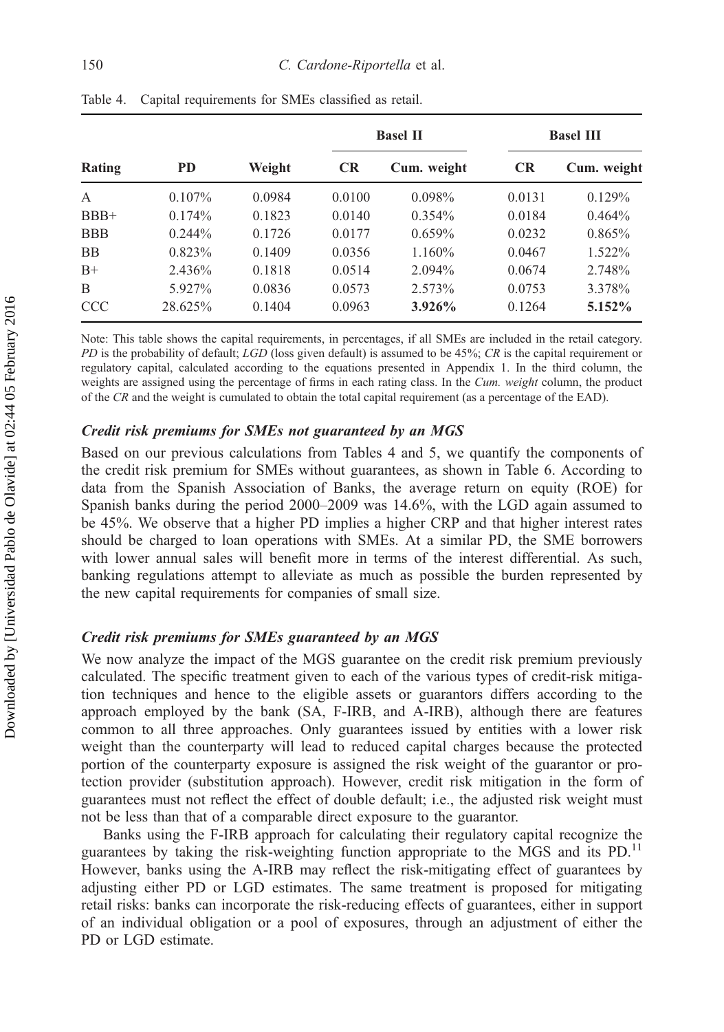Table 4. Capital requirements for SMEs classified as retail.

| Rating | PD | Weight | Basel II | | Basel III | |
|---|---|---|---|---|---|---|
| | | | CR | Cum. weight | CR | Cum. weight |
| A | 0.107% | 0.0984 | 0.0100 | 0.098% | 0.0131 | 0.129% |
| BBB+ | 0.174% | 0.1823 | 0.0140 | 0.354% | 0.0184 | 0.464% |
| BBB | 0.244% | 0.1726 | 0.0177 | 0.659% | 0.0232 | 0.865% |
| BB | 0.823% | 0.1409 | 0.0356 | 1.160% | 0.0467 | 1.522% |
| B+ | 2.436% | 0.1818 | 0.0514 | 2.094% | 0.0674 | 2.748% |
| B | 5.927% | 0.0836 | 0.0573 | 2.573% | 0.0753 | 3.378% |
| CCC | 28.625% | 0.1404 | 0.0963 | **3.926%** | 0.1264 | **5.152%** |

Note: This table shows the capital requirements, in percentages, if all SMEs are included in the retail category. *PD* is the probability of default; *LGD* (loss given default) is assumed to be 45%; *CR* is the capital requirement or regulatory capital, calculated according to the equations presented in Appendix 1. In the third column, the weights are assigned using the percentage of firms in each rating class. In the *Cum. weight* column, the product of the *CR* and the weight is cumulated to obtain the total capital requirement (as a percentage of the EAD).

### *Credit risk premiums for SMEs not guaranteed by an MGS*

Based on our previous calculations from Tables 4 and 5, we quantify the components of the credit risk premium for SMEs without guarantees, as shown in Table 6. According to data from the Spanish Association of Banks, the average return on equity (ROE) for Spanish banks during the period 2000–2009 was 14.6%, with the LGD again assumed to be 45%. We observe that a higher PD implies a higher CRP and that higher interest rates should be charged to loan operations with SMEs. At a similar PD, the SME borrowers with lower annual sales will benefit more in terms of the interest differential. As such, banking regulations attempt to alleviate as much as possible the burden represented by the new capital requirements for companies of small size.

### *Credit risk premiums for SMEs guaranteed by an MGS*

We now analyze the impact of the MGS guarantee on the credit risk premium previously calculated. The specific treatment given to each of the various types of credit-risk mitigation techniques and hence to the eligible assets or guarantors differs according to the approach employed by the bank (SA, F-IRB, and A-IRB), although there are features common to all three approaches. Only guarantees issued by entities with a lower risk weight than the counterparty will lead to reduced capital charges because the protected portion of the counterparty exposure is assigned the risk weight of the guarantor or protection provider (substitution approach). However, credit risk mitigation in the form of guarantees must not reflect the effect of double default; i.e., the adjusted risk weight must not be less than that of a comparable direct exposure to the guarantor.

Banks using the F-IRB approach for calculating their regulatory capital recognize the guarantees by taking the risk-weighting function appropriate to the MGS and its PD.[11] However, banks using the A-IRB may reflect the risk-mitigating effect of guarantees by adjusting either PD or LGD estimates. The same treatment is proposed for mitigating retail risks: banks can incorporate the risk-reducing effects of guarantees, either in support of an individual obligation or a pool of exposures, through an adjustment of either the PD or LGD estimate.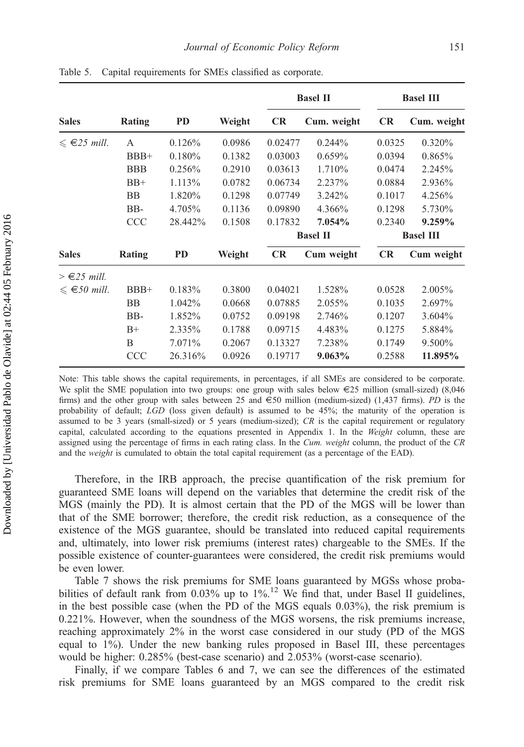Table 5. Capital requirements for SMEs classified as corporate.

| Sales | Rating | PD | Weight | Basel II | | Basel III | |
|---|---|---|---|---|---|---|---|
| | | | | **CR** | **Cum. weight** | **CR** | **Cum. weight** |
| ⩽ €25 *mill.* | A | 0.126% | 0.0986 | 0.02477 | 0.244% | 0.0325 | 0.320% |
| | BBB+ | 0.180% | 0.1382 | 0.03003 | 0.659% | 0.0394 | 0.865% |
| | BBB | 0.256% | 0.2910 | 0.03613 | 1.710% | 0.0474 | 2.245% |
| | BB+ | 1.113% | 0.0782 | 0.06734 | 2.237% | 0.0884 | 2.936% |
| | BB | 1.820% | 0.1298 | 0.07749 | 3.242% | 0.1017 | 4.256% |
| | BB- | 4.705% | 0.1136 | 0.09890 | 4.366% | 0.1298 | 5.730% |
| | CCC | 28.442% | 0.1508 | 0.17832 | **7.054%** | 0.2340 | **9.259%** |
| **Sales** | **Rating** | **PD** | **Weight** | **CR** | **Cum weight** | **CR** | **Cum weight** |
| > €25 *mill.* ⩽ €50 *mill.* | BBB+ | 0.183% | 0.3800 | 0.04021 | 1.528% | 0.0528 | 2.005% |
| | BB | 1.042% | 0.0668 | 0.07885 | 2.055% | 0.1035 | 2.697% |
| | BB- | 1.852% | 0.0752 | 0.09198 | 2.746% | 0.1207 | 3.604% |
| | B+ | 2.335% | 0.1788 | 0.09715 | 4.483% | 0.1275 | 5.884% |
| | B | 7.071% | 0.2067 | 0.13327 | 7.238% | 0.1749 | 9.500% |
| | CCC | 26.316% | 0.0926 | 0.19717 | **9.063%** | 0.2588 | **11.895%** |

Note: This table shows the capital requirements, in percentages, if all SMEs are considered to be corporate. We split the SME population into two groups: one group with sales below €25 million (small-sized) (8,046 firms) and the other group with sales between 25 and €50 million (medium-sized) (1,437 firms). *PD* is the probability of default; *LGD* (loss given default) is assumed to be 45%; the maturity of the operation is assumed to be 3 years (small-sized) or 5 years (medium-sized); *CR* is the capital requirement or regulatory capital, calculated according to the equations presented in Appendix 1. In the *Weight* column, these are assigned using the percentage of firms in each rating class. In the *Cum. weight* column, the product of the *CR* and the *weight* is cumulated to obtain the total capital requirement (as a percentage of the EAD).

Therefore, in the IRB approach, the precise quantification of the risk premium for guaranteed SME loans will depend on the variables that determine the credit risk of the MGS (mainly the PD). It is almost certain that the PD of the MGS will be lower than that of the SME borrower; therefore, the credit risk reduction, as a consequence of the existence of the MGS guarantee, should be translated into reduced capital requirements and, ultimately, into lower risk premiums (interest rates) chargeable to the SMEs. If the possible existence of counter-guarantees were considered, the credit risk premiums would be even lower.

Table 7 shows the risk premiums for SME loans guaranteed by MGSs whose probabilities of default rank from 0.03% up to 1%.[12] We find that, under Basel II guidelines, in the best possible case (when the PD of the MGS equals 0.03%), the risk premium is 0.221%. However, when the soundness of the MGS worsens, the risk premiums increase, reaching approximately 2% in the worst case considered in our study (PD of the MGS equal to 1%). Under the new banking rules proposed in Basel III, these percentages would be higher: 0.285% (best-case scenario) and 2.053% (worst-case scenario).

Finally, if we compare Tables 6 and 7, we can see the differences of the estimated risk premiums for SME loans guaranteed by an MGS compared to the credit risk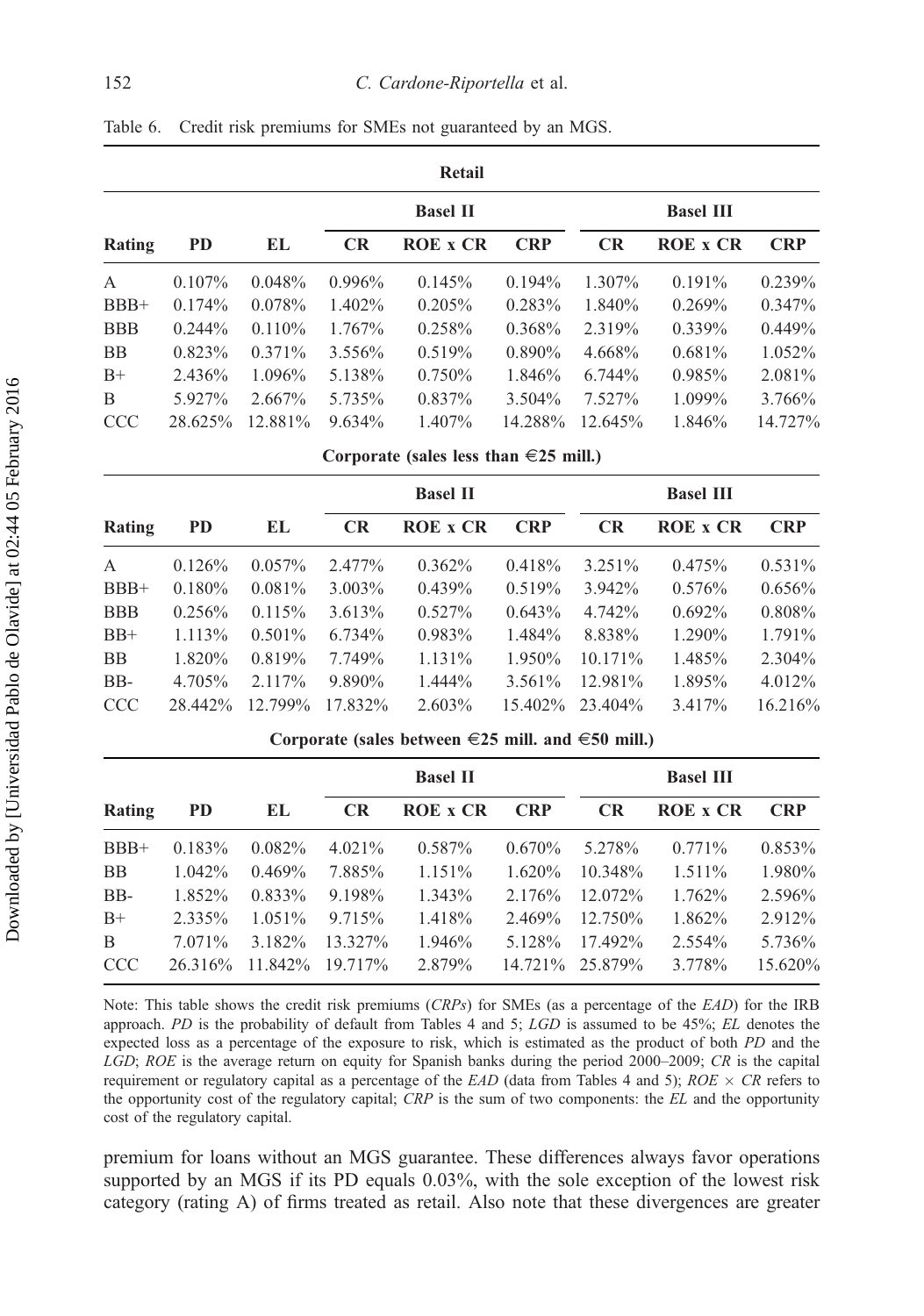Table 6. Credit risk premiums for SMEs not guaranteed by an MGS.

| Retail | | | | | | | | |
|---|---|---|---|---|---|---|---|---|
| | | | Basel II | | | Basel III | | |
| Rating | PD | EL | CR | ROE x CR | CRP | CR | ROE x CR | CRP |
| A | 0.107% | 0.048% | 0.996% | 0.145% | 0.194% | 1.307% | 0.191% | 0.239% |
| BBB+ | 0.174% | 0.078% | 1.402% | 0.205% | 0.283% | 1.840% | 0.269% | 0.347% |
| BBB | 0.244% | 0.110% | 1.767% | 0.258% | 0.368% | 2.319% | 0.339% | 0.449% |
| BB | 0.823% | 0.371% | 3.556% | 0.519% | 0.890% | 4.668% | 0.681% | 1.052% |
| B+ | 2.436% | 1.096% | 5.138% | 0.750% | 1.846% | 6.744% | 0.985% | 2.081% |
| B | 5.927% | 2.667% | 5.735% | 0.837% | 3.504% | 7.527% | 1.099% | 3.766% |
| CCC | 28.625% | 12.881% | 9.634% | 1.407% | 14.288% | 12.645% | 1.846% | 14.727% |
| **Corporate (sales less than €25 mill.)** | | | | | | | | |
| | | | Basel II | | | Basel III | | |
| Rating | PD | EL | CR | ROE x CR | CRP | CR | ROE x CR | CRP |
| A | 0.126% | 0.057% | 2.477% | 0.362% | 0.418% | 3.251% | 0.475% | 0.531% |
| BBB+ | 0.180% | 0.081% | 3.003% | 0.439% | 0.519% | 3.942% | 0.576% | 0.656% |
| BBB | 0.256% | 0.115% | 3.613% | 0.527% | 0.643% | 4.742% | 0.692% | 0.808% |
| BB+ | 1.113% | 0.501% | 6.734% | 0.983% | 1.484% | 8.838% | 1.290% | 1.791% |
| BB | 1.820% | 0.819% | 7.749% | 1.131% | 1.950% | 10.171% | 1.485% | 2.304% |
| BB- | 4.705% | 2.117% | 9.890% | 1.444% | 3.561% | 12.981% | 1.895% | 4.012% |
| CCC | 28.442% | 12.799% | 17.832% | 2.603% | 15.402% | 23.404% | 3.417% | 16.216% |
| **Corporate (sales between €25 mill. and €50 mill.)** | | | | | | | | |
| | | | Basel II | | | Basel III | | |
| Rating | PD | EL | CR | ROE x CR | CRP | CR | ROE x CR | CRP |
| BBB+ | 0.183% | 0.082% | 4.021% | 0.587% | 0.670% | 5.278% | 0.771% | 0.853% |
| BB | 1.042% | 0.469% | 7.885% | 1.151% | 1.620% | 10.348% | 1.511% | 1.980% |
| BB- | 1.852% | 0.833% | 9.198% | 1.343% | 2.176% | 12.072% | 1.762% | 2.596% |
| B+ | 2.335% | 1.051% | 9.715% | 1.418% | 2.469% | 12.750% | 1.862% | 2.912% |
| B | 7.071% | 3.182% | 13.327% | 1.946% | 5.128% | 17.492% | 2.554% | 5.736% |
| CCC | 26.316% | 11.842% | 19.717% | 2.879% | 14.721% | 25.879% | 3.778% | 15.620% |

Note: This table shows the credit risk premiums (*CRPs*) for SMEs (as a percentage of the *EAD*) for the IRB approach. *PD* is the probability of default from Tables 4 and 5; *LGD* is assumed to be 45%; *EL* denotes the expected loss as a percentage of the exposure to risk, which is estimated as the product of both *PD* and the *LGD*; *ROE* is the average return on equity for Spanish banks during the period 2000–2009; *CR* is the capital requirement or regulatory capital as a percentage of the *EAD* (data from Tables 4 and 5); *ROE* × *CR* refers to the opportunity cost of the regulatory capital; *CRP* is the sum of two components: the *EL* and the opportunity cost of the regulatory capital.

premium for loans without an MGS guarantee. These differences always favor operations supported by an MGS if its PD equals 0.03%, with the sole exception of the lowest risk category (rating A) of firms treated as retail. Also note that these divergences are greater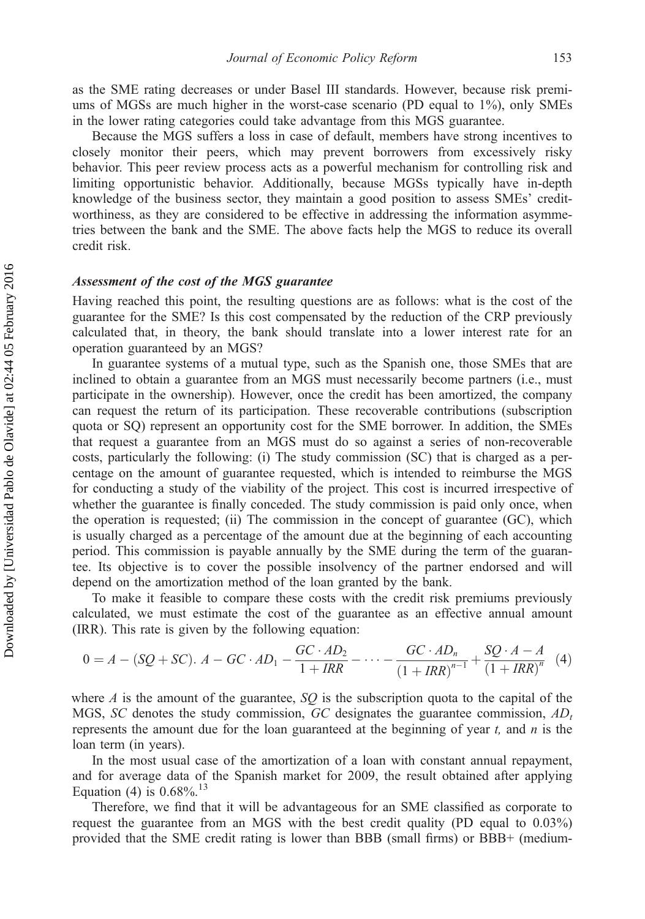as the SME rating decreases or under Basel III standards. However, because risk premiums of MGSs are much higher in the worst-case scenario (PD equal to 1%), only SMEs in the lower rating categories could take advantage from this MGS guarantee.

Because the MGS suffers a loss in case of default, members have strong incentives to closely monitor their peers, which may prevent borrowers from excessively risky behavior. This peer review process acts as a powerful mechanism for controlling risk and limiting opportunistic behavior. Additionally, because MGSs typically have in-depth knowledge of the business sector, they maintain a good position to assess SMEs' creditworthiness, as they are considered to be effective in addressing the information asymmetries between the bank and the SME. The above facts help the MGS to reduce its overall credit risk.

### *Assessment of the cost of the MGS guarantee*

Having reached this point, the resulting questions are as follows: what is the cost of the guarantee for the SME? Is this cost compensated by the reduction of the CRP previously calculated that, in theory, the bank should translate into a lower interest rate for an operation guaranteed by an MGS?

In guarantee systems of a mutual type, such as the Spanish one, those SMEs that are inclined to obtain a guarantee from an MGS must necessarily become partners (i.e., must participate in the ownership). However, once the credit has been amortized, the company can request the return of its participation. These recoverable contributions (subscription quota or SQ) represent an opportunity cost for the SME borrower. In addition, the SMEs that request a guarantee from an MGS must do so against a series of non-recoverable costs, particularly the following: (i) The study commission (SC) that is charged as a percentage on the amount of guarantee requested, which is intended to reimburse the MGS for conducting a study of the viability of the project. This cost is incurred irrespective of whether the guarantee is finally conceded. The study commission is paid only once, when the operation is requested; (ii) The commission in the concept of guarantee (GC), which is usually charged as a percentage of the amount due at the beginning of each accounting period. This commission is payable annually by the SME during the term of the guarantee. Its objective is to cover the possible insolvency of the partner endorsed and will depend on the amortization method of the loan granted by the bank.

To make it feasible to compare these costs with the credit risk premiums previously calculated, we must estimate the cost of the guarantee as an effective annual amount (IRR). This rate is given by the following equation:

$$0 = A - (SQ + SC).\ A - GC \cdot AD_1 - \frac{GC \cdot AD_2}{1 + IRR} - \cdots - \frac{GC \cdot AD_n}{(1 + IRR)^{n-1}} + \frac{SQ \cdot A - A}{(1 + IRR)^n} \quad (4)$$

where $A$ is the amount of the guarantee, $SQ$ is the subscription quota to the capital of the MGS, $SC$ denotes the study commission, $GC$ designates the guarantee commission, $AD_t$ represents the amount due for the loan guaranteed at the beginning of year $t$, and $n$ is the loan term (in years).

In the most usual case of the amortization of a loan with constant annual repayment, and for average data of the Spanish market for 2009, the result obtained after applying Equation (4) is 0.68%.[13]

Therefore, we find that it will be advantageous for an SME classified as corporate to request the guarantee from an MGS with the best credit quality (PD equal to 0.03%) provided that the SME credit rating is lower than BBB (small firms) or BBB+ (medium-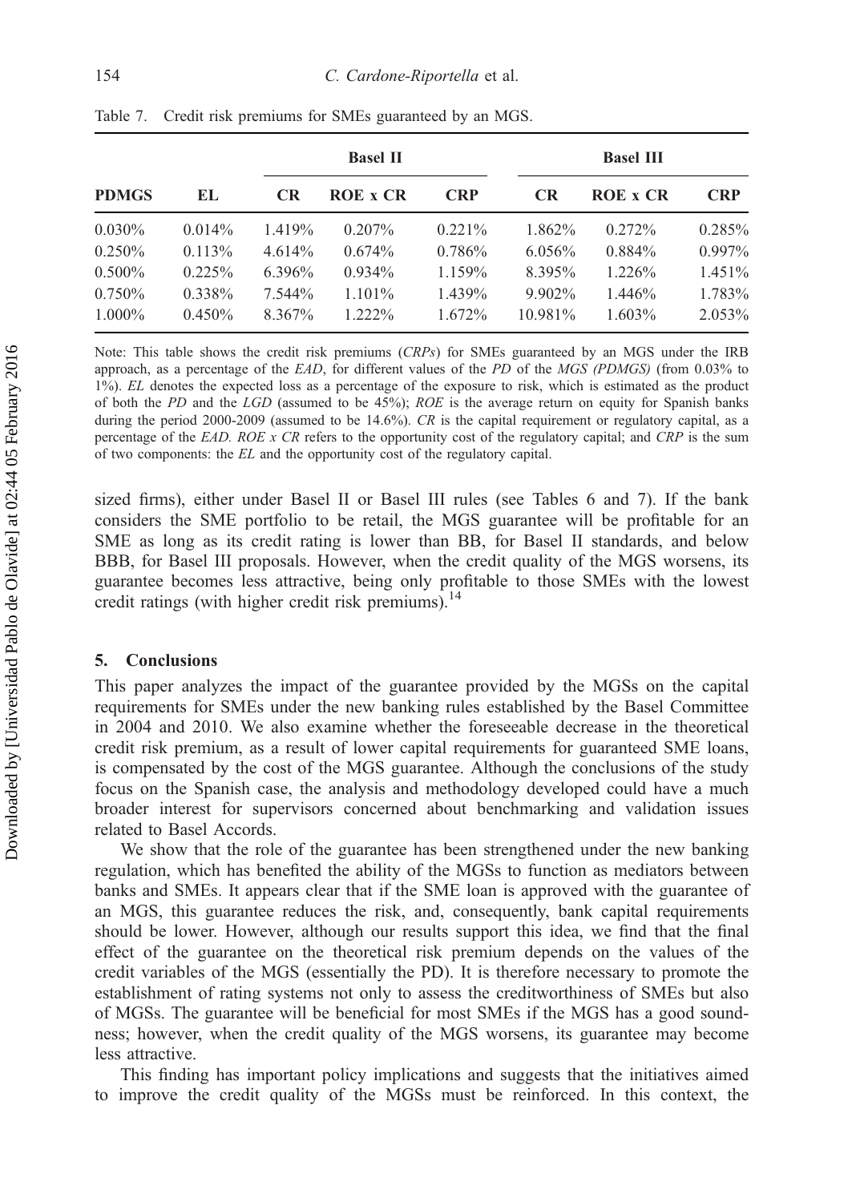Table 7. Credit risk premiums for SMEs guaranteed by an MGS.

| PDMGS | EL | Basel II | | | Basel III | | |
|---|---|---|---|---|---|---|---|
| | | CR | ROE x CR | CRP | CR | ROE x CR | CRP |
| 0.030% | 0.014% | 1.419% | 0.207% | 0.221% | 1.862% | 0.272% | 0.285% |
| 0.250% | 0.113% | 4.614% | 0.674% | 0.786% | 6.056% | 0.884% | 0.997% |
| 0.500% | 0.225% | 6.396% | 0.934% | 1.159% | 8.395% | 1.226% | 1.451% |
| 0.750% | 0.338% | 7.544% | 1.101% | 1.439% | 9.902% | 1.446% | 1.783% |
| 1.000% | 0.450% | 8.367% | 1.222% | 1.672% | 10.981% | 1.603% | 2.053% |

Note: This table shows the credit risk premiums (*CRPs*) for SMEs guaranteed by an MGS under the IRB approach, as a percentage of the *EAD*, for different values of the *PD* of the *MGS (PDMGS)* (from 0.03% to 1%). *EL* denotes the expected loss as a percentage of the exposure to risk, which is estimated as the product of both the *PD* and the *LGD* (assumed to be 45%); *ROE* is the average return on equity for Spanish banks during the period 2000-2009 (assumed to be 14.6%). *CR* is the capital requirement or regulatory capital, as a percentage of the *EAD. ROE x CR* refers to the opportunity cost of the regulatory capital; and *CRP* is the sum of two components: the *EL* and the opportunity cost of the regulatory capital.

sized firms), either under Basel II or Basel III rules (see Tables 6 and 7). If the bank considers the SME portfolio to be retail, the MGS guarantee will be profitable for an SME as long as its credit rating is lower than BB, for Basel II standards, and below BBB, for Basel III proposals. However, when the credit quality of the MGS worsens, its guarantee becomes less attractive, being only profitable to those SMEs with the lowest credit ratings (with higher credit risk premiums).[14]

## 5. Conclusions

This paper analyzes the impact of the guarantee provided by the MGSs on the capital requirements for SMEs under the new banking rules established by the Basel Committee in 2004 and 2010. We also examine whether the foreseeable decrease in the theoretical credit risk premium, as a result of lower capital requirements for guaranteed SME loans, is compensated by the cost of the MGS guarantee. Although the conclusions of the study focus on the Spanish case, the analysis and methodology developed could have a much broader interest for supervisors concerned about benchmarking and validation issues related to Basel Accords.

We show that the role of the guarantee has been strengthened under the new banking regulation, which has benefited the ability of the MGSs to function as mediators between banks and SMEs. It appears clear that if the SME loan is approved with the guarantee of an MGS, this guarantee reduces the risk, and, consequently, bank capital requirements should be lower. However, although our results support this idea, we find that the final effect of the guarantee on the theoretical risk premium depends on the values of the credit variables of the MGS (essentially the PD). It is therefore necessary to promote the establishment of rating systems not only to assess the creditworthiness of SMEs but also of MGSs. The guarantee will be beneficial for most SMEs if the MGS has a good soundness; however, when the credit quality of the MGS worsens, its guarantee may become less attractive.

This finding has important policy implications and suggests that the initiatives aimed to improve the credit quality of the MGSs must be reinforced. In this context, the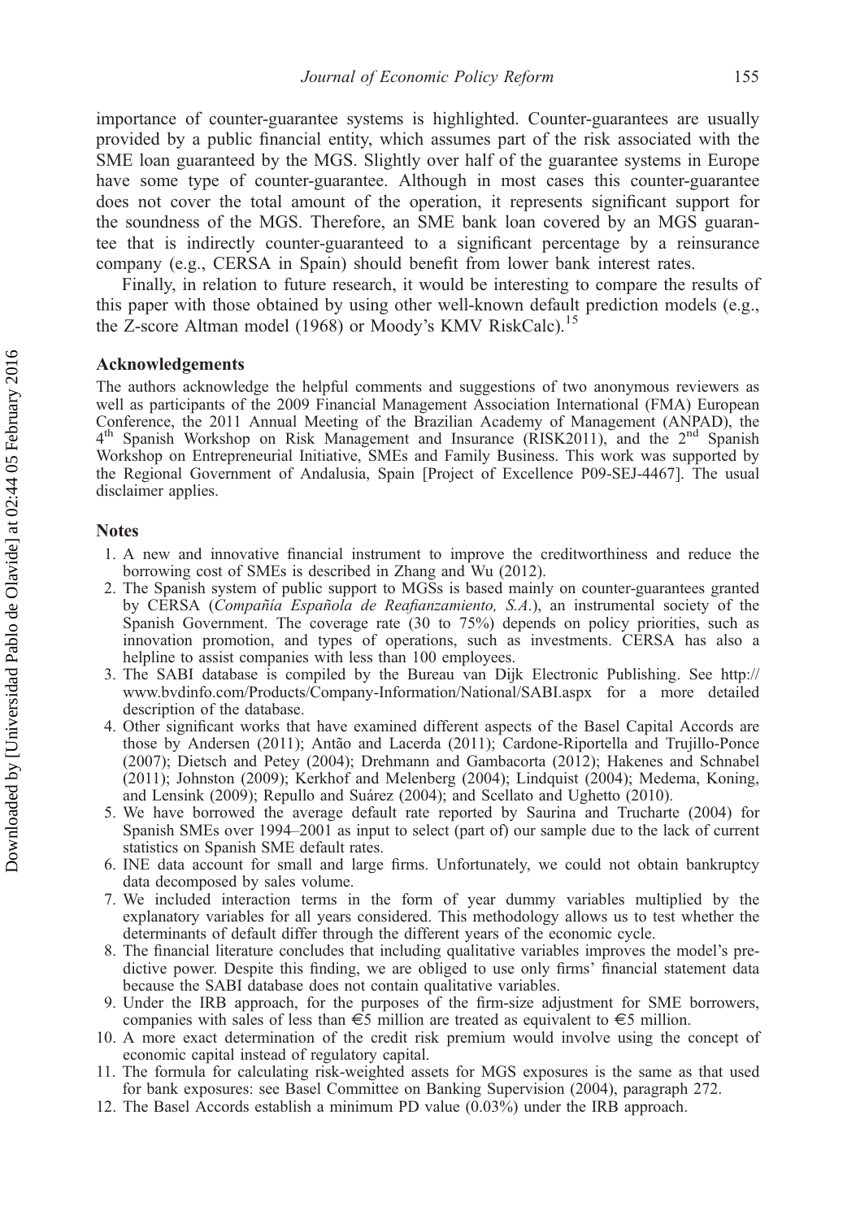importance of counter-guarantee systems is highlighted. Counter-guarantees are usually provided by a public financial entity, which assumes part of the risk associated with the SME loan guaranteed by the MGS. Slightly over half of the guarantee systems in Europe have some type of counter-guarantee. Although in most cases this counter-guarantee does not cover the total amount of the operation, it represents significant support for the soundness of the MGS. Therefore, an SME bank loan covered by an MGS guarantee that is indirectly counter-guaranteed to a significant percentage by a reinsurance company (e.g., CERSA in Spain) should benefit from lower bank interest rates.

Finally, in relation to future research, it would be interesting to compare the results of this paper with those obtained by using other well-known default prediction models (e.g., the Z-score Altman model (1968) or Moody's KMV RiskCalc).[15]

## Acknowledgements

The authors acknowledge the helpful comments and suggestions of two anonymous reviewers as well as participants of the 2009 Financial Management Association International (FMA) European Conference, the 2011 Annual Meeting of the Brazilian Academy of Management (ANPAD), the 4th Spanish Workshop on Risk Management and Insurance (RISK2011), and the 2nd Spanish Workshop on Entrepreneurial Initiative, SMEs and Family Business. This work was supported by the Regional Government of Andalusia, Spain [Project of Excellence P09-SEJ-4467]. The usual disclaimer applies.

## Notes

1. A new and innovative financial instrument to improve the creditworthiness and reduce the borrowing cost of SMEs is described in Zhang and Wu (2012).
2. The Spanish system of public support to MGSs is based mainly on counter-guarantees granted by CERSA (*Compañía Española de Reafianzamiento, S.A.*), an instrumental society of the Spanish Government. The coverage rate (30 to 75%) depends on policy priorities, such as innovation promotion, and types of operations, such as investments. CERSA has also a helpline to assist companies with less than 100 employees.
3. The SABI database is compiled by the Bureau van Dijk Electronic Publishing. See http://www.bvdinfo.com/Products/Company-Information/National/SABI.aspx for a more detailed description of the database.
4. Other significant works that have examined different aspects of the Basel Capital Accords are those by Andersen (2011); Antão and Lacerda (2011); Cardone-Riportella and Trujillo-Ponce (2007); Dietsch and Petey (2004); Drehmann and Gambacorta (2012); Hakenes and Schnabel (2011); Johnston (2009); Kerkhof and Melenberg (2004); Lindquist (2004); Medema, Koning, and Lensink (2009); Repullo and Suárez (2004); and Scellato and Ughetto (2010).
5. We have borrowed the average default rate reported by Saurina and Trucharte (2004) for Spanish SMEs over 1994–2001 as input to select (part of) our sample due to the lack of current statistics on Spanish SME default rates.
6. INE data account for small and large firms. Unfortunately, we could not obtain bankruptcy data decomposed by sales volume.
7. We included interaction terms in the form of year dummy variables multiplied by the explanatory variables for all years considered. This methodology allows us to test whether the determinants of default differ through the different years of the economic cycle.
8. The financial literature concludes that including qualitative variables improves the model's predictive power. Despite this finding, we are obliged to use only firms' financial statement data because the SABI database does not contain qualitative variables.
9. Under the IRB approach, for the purposes of the firm-size adjustment for SME borrowers, companies with sales of less than €5 million are treated as equivalent to €5 million.
10. A more exact determination of the credit risk premium would involve using the concept of economic capital instead of regulatory capital.
11. The formula for calculating risk-weighted assets for MGS exposures is the same as that used for bank exposures: see Basel Committee on Banking Supervision (2004), paragraph 272.
12. The Basel Accords establish a minimum PD value (0.03%) under the IRB approach.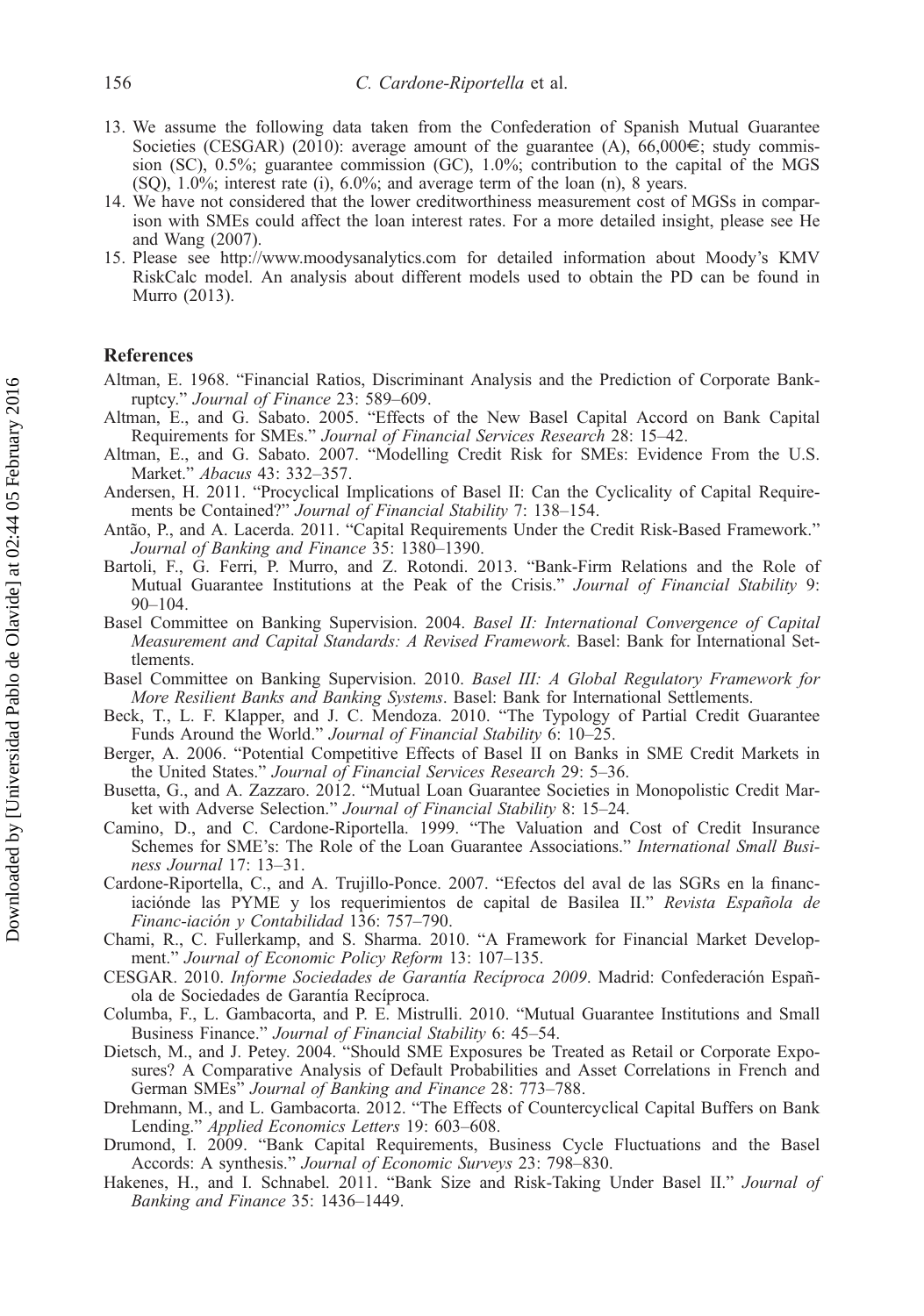13. We assume the following data taken from the Confederation of Spanish Mutual Guarantee Societies (CESGAR) (2010): average amount of the guarantee (A), 66,000€; study commission (SC), 0.5%; guarantee commission (GC), 1.0%; contribution to the capital of the MGS (SQ), 1.0%; interest rate (i), 6.0%; and average term of the loan (n), 8 years.
14. We have not considered that the lower creditworthiness measurement cost of MGSs in comparison with SMEs could affect the loan interest rates. For a more detailed insight, please see He and Wang (2007).
15. Please see http://www.moodysanalytics.com for detailed information about Moody's KMV RiskCalc model. An analysis about different models used to obtain the PD can be found in Murro (2013).

## References

Altman, E. 1968. "Financial Ratios, Discriminant Analysis and the Prediction of Corporate Bankruptcy." *Journal of Finance* 23: 589–609.

Altman, E., and G. Sabato. 2005. "Effects of the New Basel Capital Accord on Bank Capital Requirements for SMEs." *Journal of Financial Services Research* 28: 15–42.

Altman, E., and G. Sabato. 2007. "Modelling Credit Risk for SMEs: Evidence From the U.S. Market." *Abacus* 43: 332–357.

Andersen, H. 2011. "Procyclical Implications of Basel II: Can the Cyclicality of Capital Requirements be Contained?" *Journal of Financial Stability* 7: 138–154.

Antão, P., and A. Lacerda. 2011. "Capital Requirements Under the Credit Risk-Based Framework." *Journal of Banking and Finance* 35: 1380–1390.

Bartoli, F., G. Ferri, P. Murro, and Z. Rotondi. 2013. "Bank-Firm Relations and the Role of Mutual Guarantee Institutions at the Peak of the Crisis." *Journal of Financial Stability* 9: 90–104.

Basel Committee on Banking Supervision. 2004. *Basel II: International Convergence of Capital Measurement and Capital Standards: A Revised Framework*. Basel: Bank for International Settlements.

Basel Committee on Banking Supervision. 2010. *Basel III: A Global Regulatory Framework for More Resilient Banks and Banking Systems*. Basel: Bank for International Settlements.

Beck, T., L. F. Klapper, and J. C. Mendoza. 2010. "The Typology of Partial Credit Guarantee Funds Around the World." *Journal of Financial Stability* 6: 10–25.

Berger, A. 2006. "Potential Competitive Effects of Basel II on Banks in SME Credit Markets in the United States." *Journal of Financial Services Research* 29: 5–36.

Busetta, G., and A. Zazzaro. 2012. "Mutual Loan Guarantee Societies in Monopolistic Credit Market with Adverse Selection." *Journal of Financial Stability* 8: 15–24.

Camino, D., and C. Cardone-Riportella. 1999. "The Valuation and Cost of Credit Insurance Schemes for SME's: The Role of the Loan Guarantee Associations." *International Small Business Journal* 17: 13–31.

Cardone-Riportella, C., and A. Trujillo-Ponce. 2007. "Efectos del aval de las SGRs en la financiaciónde las PYME y los requerimientos de capital de Basilea II." *Revista Española de Financ-iación y Contabilidad* 136: 757–790.

Chami, R., C. Fullerkamp, and S. Sharma. 2010. "A Framework for Financial Market Development." *Journal of Economic Policy Reform* 13: 107–135.

CESGAR. 2010. *Informe Sociedades de Garantía Recíproca 2009*. Madrid: Confederación Española de Sociedades de Garantía Recíproca.

Columba, F., L. Gambacorta, and P. E. Mistrulli. 2010. "Mutual Guarantee Institutions and Small Business Finance." *Journal of Financial Stability* 6: 45–54.

Dietsch, M., and J. Petey. 2004. "Should SME Exposures be Treated as Retail or Corporate Exposures? A Comparative Analysis of Default Probabilities and Asset Correlations in French and German SMEs" *Journal of Banking and Finance* 28: 773–788.

Drehmann, M., and L. Gambacorta. 2012. "The Effects of Countercyclical Capital Buffers on Bank Lending." *Applied Economics Letters* 19: 603–608.

Drumond, I. 2009. "Bank Capital Requirements, Business Cycle Fluctuations and the Basel Accords: A synthesis." *Journal of Economic Surveys* 23: 798–830.

Hakenes, H., and I. Schnabel. 2011. "Bank Size and Risk-Taking Under Basel II." *Journal of Banking and Finance* 35: 1436–1449.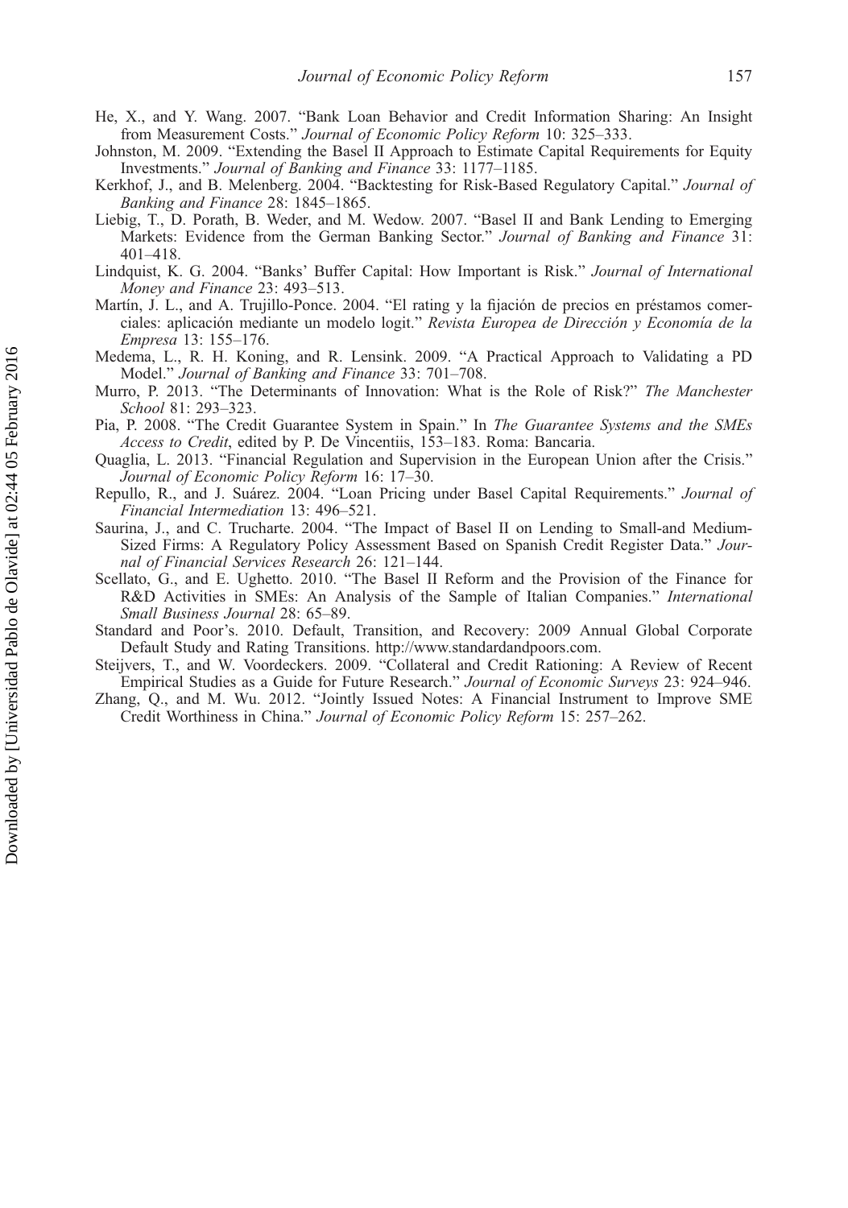He, X., and Y. Wang. 2007. "Bank Loan Behavior and Credit Information Sharing: An Insight from Measurement Costs." *Journal of Economic Policy Reform* 10: 325–333.

Johnston, M. 2009. "Extending the Basel II Approach to Estimate Capital Requirements for Equity Investments." *Journal of Banking and Finance* 33: 1177–1185.

Kerkhof, J., and B. Melenberg. 2004. "Backtesting for Risk-Based Regulatory Capital." *Journal of Banking and Finance* 28: 1845–1865.

Liebig, T., D. Porath, B. Weder, and M. Wedow. 2007. "Basel II and Bank Lending to Emerging Markets: Evidence from the German Banking Sector." *Journal of Banking and Finance* 31: 401–418.

Lindquist, K. G. 2004. "Banks' Buffer Capital: How Important is Risk." *Journal of International Money and Finance* 23: 493–513.

Martín, J. L., and A. Trujillo-Ponce. 2004. "El rating y la fijación de precios en préstamos comerciales: aplicación mediante un modelo logit." *Revista Europea de Dirección y Economía de la Empresa* 13: 155–176.

Medema, L., R. H. Koning, and R. Lensink. 2009. "A Practical Approach to Validating a PD Model." *Journal of Banking and Finance* 33: 701–708.

Murro, P. 2013. "The Determinants of Innovation: What is the Role of Risk?" *The Manchester School* 81: 293–323.

Pia, P. 2008. "The Credit Guarantee System in Spain." In *The Guarantee Systems and the SMEs Access to Credit*, edited by P. De Vincentiis, 153–183. Roma: Bancaria.

Quaglia, L. 2013. "Financial Regulation and Supervision in the European Union after the Crisis." *Journal of Economic Policy Reform* 16: 17–30.

Repullo, R., and J. Suárez. 2004. "Loan Pricing under Basel Capital Requirements." *Journal of Financial Intermediation* 13: 496–521.

Saurina, J., and C. Trucharte. 2004. "The Impact of Basel II on Lending to Small-and Medium-Sized Firms: A Regulatory Policy Assessment Based on Spanish Credit Register Data." *Journal of Financial Services Research* 26: 121–144.

Scellato, G., and E. Ughetto. 2010. "The Basel II Reform and the Provision of the Finance for R&D Activities in SMEs: An Analysis of the Sample of Italian Companies." *International Small Business Journal* 28: 65–89.

Standard and Poor's. 2010. Default, Transition, and Recovery: 2009 Annual Global Corporate Default Study and Rating Transitions. http://www.standardandpoors.com.

Steijvers, T., and W. Voordeckers. 2009. "Collateral and Credit Rationing: A Review of Recent Empirical Studies as a Guide for Future Research." *Journal of Economic Surveys* 23: 924–946.

Zhang, Q., and M. Wu. 2012. "Jointly Issued Notes: A Financial Instrument to Improve SME Credit Worthiness in China." *Journal of Economic Policy Reform* 15: 257–262.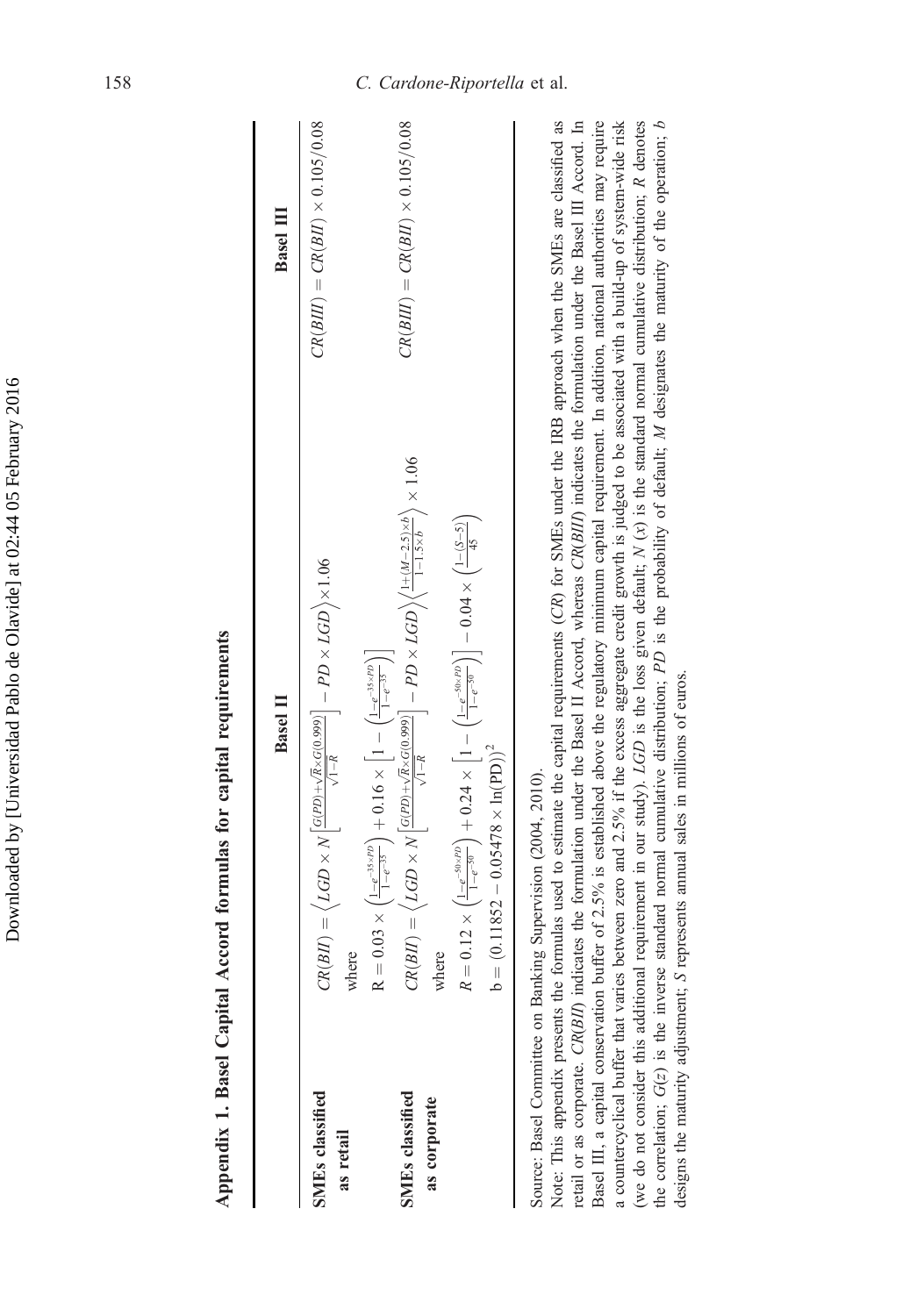## Appendix 1. Basel Capital Accord formulas for capital requirements

| | Basel II | Basel III |
|---|---|---|
| **SMEs classified as retail** | $CR(BII) = \left\langle LGD \times N\left[\frac{G(PD)+\sqrt{R}\times G(0.999)}{\sqrt{1-R}}\right] - PD \times LGD \right\rangle \times 1.06$ <br> where <br> $R = 0.03 \times \left(\frac{1-e^{-35\times PD}}{1-e^{-35}}\right) + 0.16 \times \left[1 - \left(\frac{1-e^{-35\times PD}}{1-e^{-35}}\right)\right]$ | $CR(BIII) = CR(BII) \times 0.105/0.08$ |
| **SMEs classified as corporate** | $CR(BII) = \left\langle LGD \times N\left[\frac{G(PD)+\sqrt{R}\times G(0.999)}{\sqrt{1-R}}\right] - PD \times LGD \right\rangle \left\langle \frac{1+(M-2.5)\times b}{1-1.5\times b} \right\rangle \times 1.06$ <br> where <br> $R = 0.12 \times \left(\frac{1-e^{-50\times PD}}{1-e^{-50}}\right) + 0.24 \times \left[1 - \left(\frac{1-e^{-50\times PD}}{1-e^{-50}}\right)\right] - 0.04 \times \left(\frac{1-(S-5)}{45}\right)$ <br> $b = (0.11852 - 0.05478 \times \ln(PD))^2$ | $CR(BIII) = CR(BII) \times 0.105/0.08$ |

Source: Basel Committee on Banking Supervision (2004, 2010).

Note: This appendix presents the formulas used to estimate the capital requirements (*CR*) for SMEs under the IRB approach when the SMEs are classified as retail or as corporate. *CR(BII)* indicates the formulation under the Basel II Accord, whereas *CR(BIII)* indicates the formulation under the Basel III Accord. In Basel III, a capital conservation buffer of 2.5% is established above the regulatory minimum capital requirement. In addition, national authorities may require a countercyclical buffer that varies between zero and 2.5% if the excess aggregate credit growth is judged to be associated with a build-up of system-wide risk (we do not consider this additional requirement in our study). *LGD* is the loss given default; $N(x)$ is the standard normal cumulative distribution; *R* denotes the correlation; $G(z)$ is the inverse standard normal cumulative distribution; *PD* is the probability of default; *M* designates the maturity of the operation; *b* designs the maturity adjustment; *S* represents annual sales in millions of euros.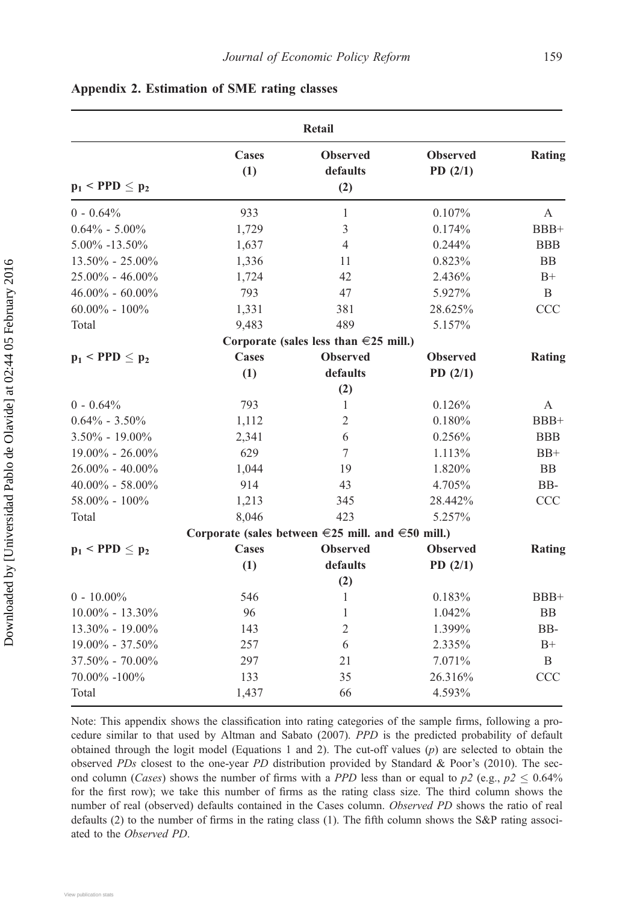## Appendix 2. Estimation of SME rating classes

| $p_1 < PPD \leq p_2$ | Cases (1) | Observed defaults (2) | Observed PD (2/1) | Rating |
|---|---|---|---|---|
| **Retail** | | | | |
| 0 - 0.64% | 933 | 1 | 0.107% | A |
| 0.64% - 5.00% | 1,729 | 3 | 0.174% | BBB+ |
| 5.00% -13.50% | 1,637 | 4 | 0.244% | BBB |
| 13.50% - 25.00% | 1,336 | 11 | 0.823% | BB |
| 25.00% - 46.00% | 1,724 | 42 | 2.436% | B+ |
| 46.00% - 60.00% | 793 | 47 | 5.927% | B |
| 60.00% - 100% | 1,331 | 381 | 28.625% | CCC |
| Total | 9,483 | 489 | 5.157% | |
| **Corporate (sales less than €25 mill.)** | | | | |
| $p_1 < PPD \leq p_2$ | Cases (1) | Observed defaults (2) | Observed PD (2/1) | Rating |
| 0 - 0.64% | 793 | 1 | 0.126% | A |
| 0.64% - 3.50% | 1,112 | 2 | 0.180% | BBB+ |
| 3.50% - 19.00% | 2,341 | 6 | 0.256% | BBB |
| 19.00% - 26.00% | 629 | 7 | 1.113% | BB+ |
| 26.00% - 40.00% | 1,044 | 19 | 1.820% | BB |
| 40.00% - 58.00% | 914 | 43 | 4.705% | BB- |
| 58.00% - 100% | 1,213 | 345 | 28.442% | CCC |
| Total | 8,046 | 423 | 5.257% | |
| **Corporate (sales between €25 mill. and €50 mill.)** | | | | |
| $p_1 < PPD \leq p_2$ | Cases (1) | Observed defaults (2) | Observed PD (2/1) | Rating |
| 0 - 10.00% | 546 | 1 | 0.183% | BBB+ |
| 10.00% - 13.30% | 96 | 1 | 1.042% | BB |
| 13.30% - 19.00% | 143 | 2 | 1.399% | BB- |
| 19.00% - 37.50% | 257 | 6 | 2.335% | B+ |
| 37.50% - 70.00% | 297 | 21 | 7.071% | B |
| 70.00% -100% | 133 | 35 | 26.316% | CCC |
| Total | 1,437 | 66 | 4.593% | |

Note: This appendix shows the classification into rating categories of the sample firms, following a procedure similar to that used by Altman and Sabato (2007). *PPD* is the predicted probability of default obtained through the logit model (Equations 1 and 2). The cut-off values ($p$) are selected to obtain the observed *PDs* closest to the one-year *PD* distribution provided by Standard & Poor's (2010). The second column (*Cases*) shows the number of firms with a *PPD* less than or equal to $p2$ (e.g., $p2 \leq 0.64\%$ for the first row); we take this number of firms as the rating class size. The third column shows the number of real (observed) defaults contained in the Cases column. *Observed PD* shows the ratio of real defaults (2) to the number of firms in the rating class (1). The fifth column shows the S&P rating associated to the *Observed PD*.